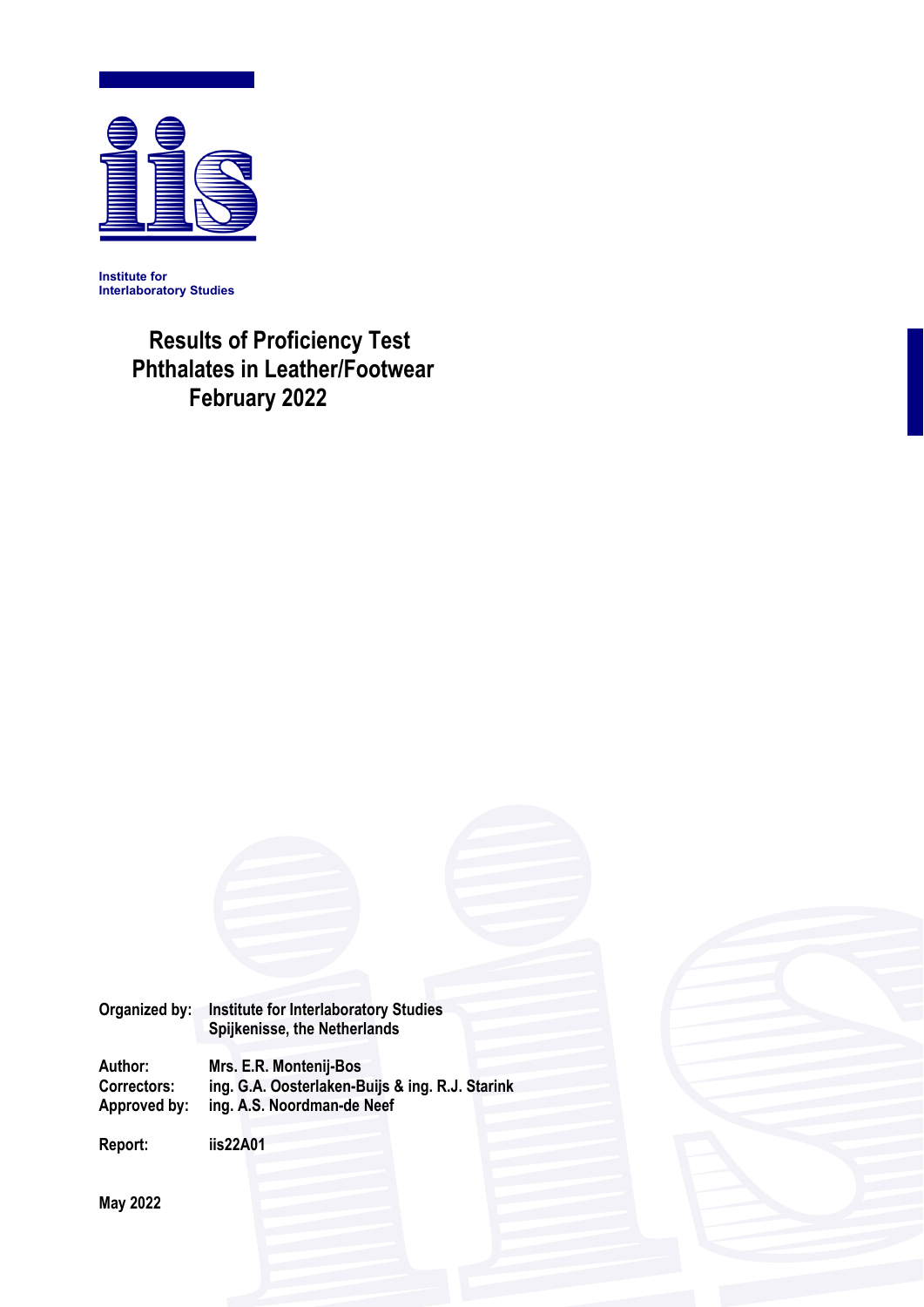Institute for
Interlaboratory Studies

# Results of Proficiency Test Phthalates in Leather/Footwear February 2022

| | |
|---|---|
| **Organized by:** | **Institute for Interlaboratory Studies** **Spijkenisse, the Netherlands** |
| **Author:** | **Mrs. E.R. Montenij-Bos** |
| **Correctors:** | **ing. G.A. Oosterlaken-Buijs & ing. R.J. Starink** |
| **Approved by:** | **ing. A.S. Noordman-de Neef** |
| **Report:** | **iis22A01** |

**May 2022**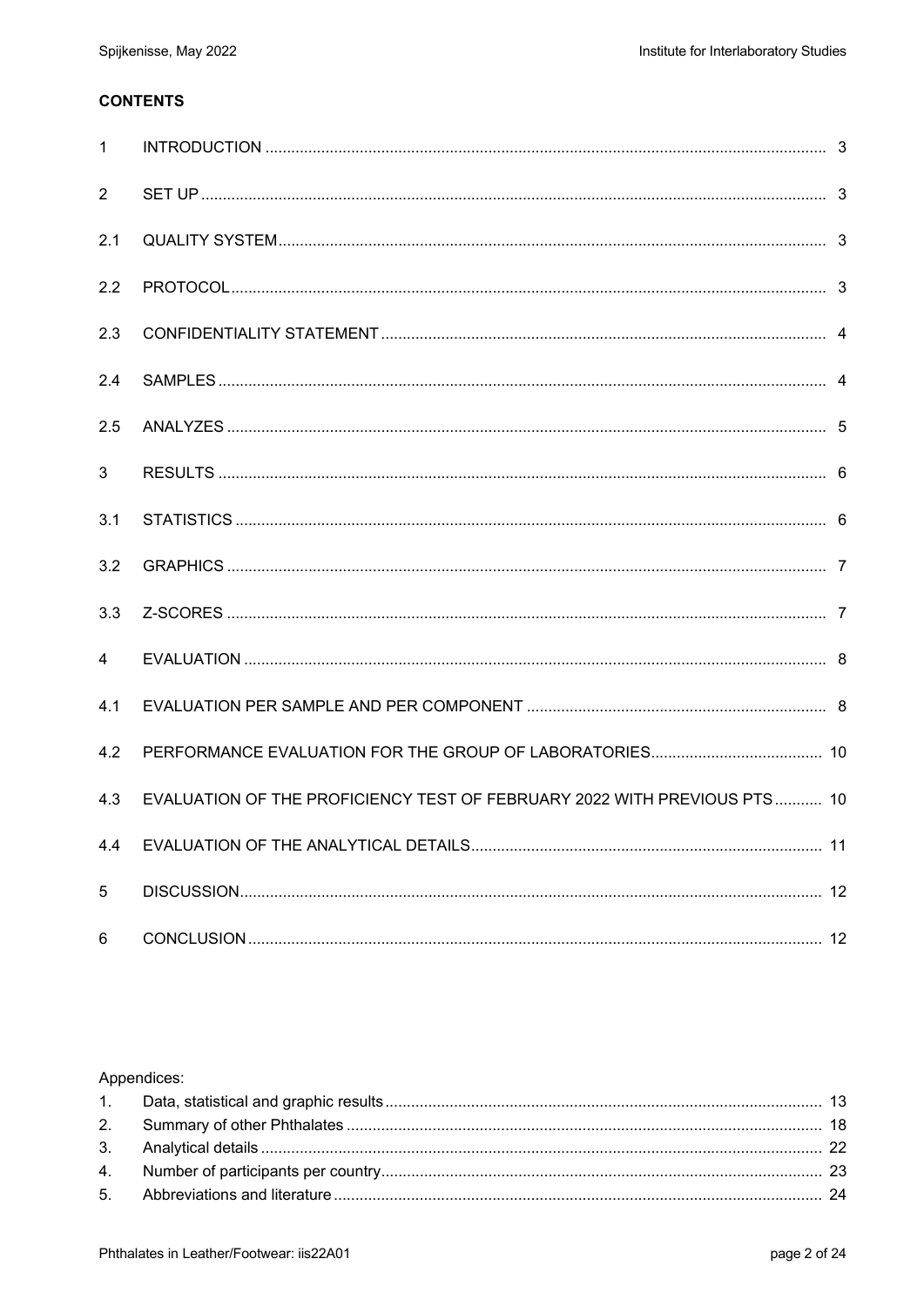**CONTENTS**

| | | |
|---|---|---|
| 1 | INTRODUCTION | 3 |
| 2 | SET UP | 3 |
| 2.1 | QUALITY SYSTEM | 3 |
| 2.2 | PROTOCOL | 3 |
| 2.3 | CONFIDENTIALITY STATEMENT | 4 |
| 2.4 | SAMPLES | 4 |
| 2.5 | ANALYZES | 5 |
| 3 | RESULTS | 6 |
| 3.1 | STATISTICS | 6 |
| 3.2 | GRAPHICS | 7 |
| 3.3 | Z-SCORES | 7 |
| 4 | EVALUATION | 8 |
| 4.1 | EVALUATION PER SAMPLE AND PER COMPONENT | 8 |
| 4.2 | PERFORMANCE EVALUATION FOR THE GROUP OF LABORATORIES | 10 |
| 4.3 | EVALUATION OF THE PROFICIENCY TEST OF FEBRUARY 2022 WITH PREVIOUS PTS | 10 |
| 4.4 | EVALUATION OF THE ANALYTICAL DETAILS | 11 |
| 5 | DISCUSSION | 12 |
| 6 | CONCLUSION | 12 |

Appendices:

| | | |
|---|---|---|
| 1. | Data, statistical and graphic results | 13 |
| 2. | Summary of other Phthalates | 18 |
| 3. | Analytical details | 22 |
| 4. | Number of participants per country | 23 |
| 5. | Abbreviations and literature | 24 |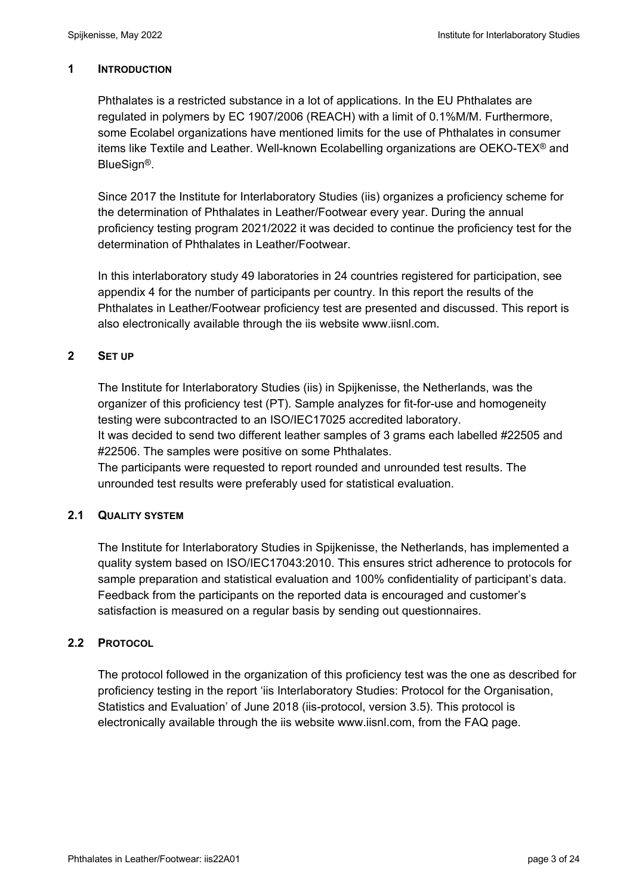## 1 INTRODUCTION

Phthalates is a restricted substance in a lot of applications. In the EU Phthalates are regulated in polymers by EC 1907/2006 (REACH) with a limit of 0.1%M/M. Furthermore, some Ecolabel organizations have mentioned limits for the use of Phthalates in consumer items like Textile and Leather. Well-known Ecolabelling organizations are OEKO-TEX® and BlueSign®.

Since 2017 the Institute for Interlaboratory Studies (iis) organizes a proficiency scheme for the determination of Phthalates in Leather/Footwear every year. During the annual proficiency testing program 2021/2022 it was decided to continue the proficiency test for the determination of Phthalates in Leather/Footwear.

In this interlaboratory study 49 laboratories in 24 countries registered for participation, see appendix 4 for the number of participants per country. In this report the results of the Phthalates in Leather/Footwear proficiency test are presented and discussed. This report is also electronically available through the iis website www.iisnl.com.

## 2 SET UP

The Institute for Interlaboratory Studies (iis) in Spijkenisse, the Netherlands, was the organizer of this proficiency test (PT). Sample analyzes for fit-for-use and homogeneity testing were subcontracted to an ISO/IEC17025 accredited laboratory.
It was decided to send two different leather samples of 3 grams each labelled #22505 and #22506. The samples were positive on some Phthalates.
The participants were requested to report rounded and unrounded test results. The unrounded test results were preferably used for statistical evaluation.

### 2.1 QUALITY SYSTEM

The Institute for Interlaboratory Studies in Spijkenisse, the Netherlands, has implemented a quality system based on ISO/IEC17043:2010. This ensures strict adherence to protocols for sample preparation and statistical evaluation and 100% confidentiality of participant's data. Feedback from the participants on the reported data is encouraged and customer's satisfaction is measured on a regular basis by sending out questionnaires.

### 2.2 PROTOCOL

The protocol followed in the organization of this proficiency test was the one as described for proficiency testing in the report 'iis Interlaboratory Studies: Protocol for the Organisation, Statistics and Evaluation' of June 2018 (iis-protocol, version 3.5). This protocol is electronically available through the iis website www.iisnl.com, from the FAQ page.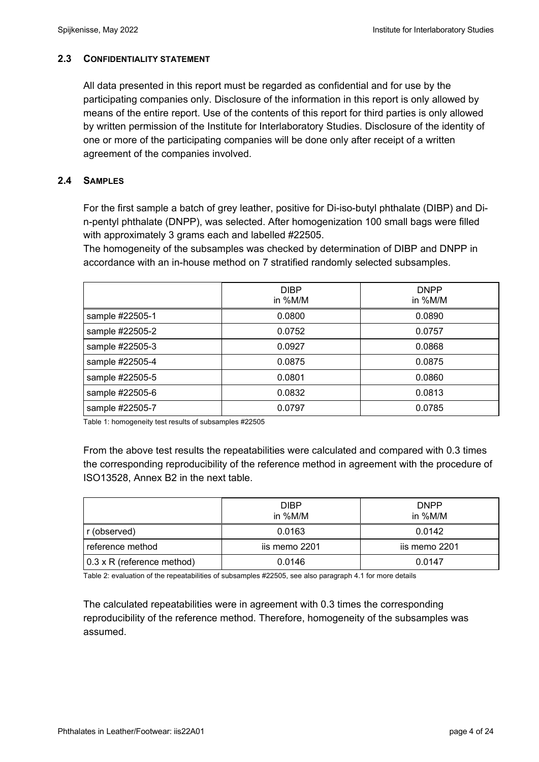### 2.3 CONFIDENTIALITY STATEMENT

All data presented in this report must be regarded as confidential and for use by the participating companies only. Disclosure of the information in this report is only allowed by means of the entire report. Use of the contents of this report for third parties is only allowed by written permission of the Institute for Interlaboratory Studies. Disclosure of the identity of one or more of the participating companies will be done only after receipt of a written agreement of the companies involved.

### 2.4 SAMPLES

For the first sample a batch of grey leather, positive for Di-iso-butyl phthalate (DIBP) and Di-n-pentyl phthalate (DNPP), was selected. After homogenization 100 small bags were filled with approximately 3 grams each and labelled #22505.

The homogeneity of the subsamples was checked by determination of DIBP and DNPP in accordance with an in-house method on 7 stratified randomly selected subsamples.

| | DIBP in %M/M | DNPP in %M/M |
|---|---|---|
| sample #22505-1 | 0.0800 | 0.0890 |
| sample #22505-2 | 0.0752 | 0.0757 |
| sample #22505-3 | 0.0927 | 0.0868 |
| sample #22505-4 | 0.0875 | 0.0875 |
| sample #22505-5 | 0.0801 | 0.0860 |
| sample #22505-6 | 0.0832 | 0.0813 |
| sample #22505-7 | 0.0797 | 0.0785 |

Table 1: homogeneity test results of subsamples #22505

From the above test results the repeatabilities were calculated and compared with 0.3 times the corresponding reproducibility of the reference method in agreement with the procedure of ISO13528, Annex B2 in the next table.

| | DIBP in %M/M | DNPP in %M/M |
|---|---|---|
| r (observed) | 0.0163 | 0.0142 |
| reference method | iis memo 2201 | iis memo 2201 |
| 0.3 x R (reference method) | 0.0146 | 0.0147 |

Table 2: evaluation of the repeatabilities of subsamples #22505, see also paragraph 4.1 for more details

The calculated repeatabilities were in agreement with 0.3 times the corresponding reproducibility of the reference method. Therefore, homogeneity of the subsamples was assumed.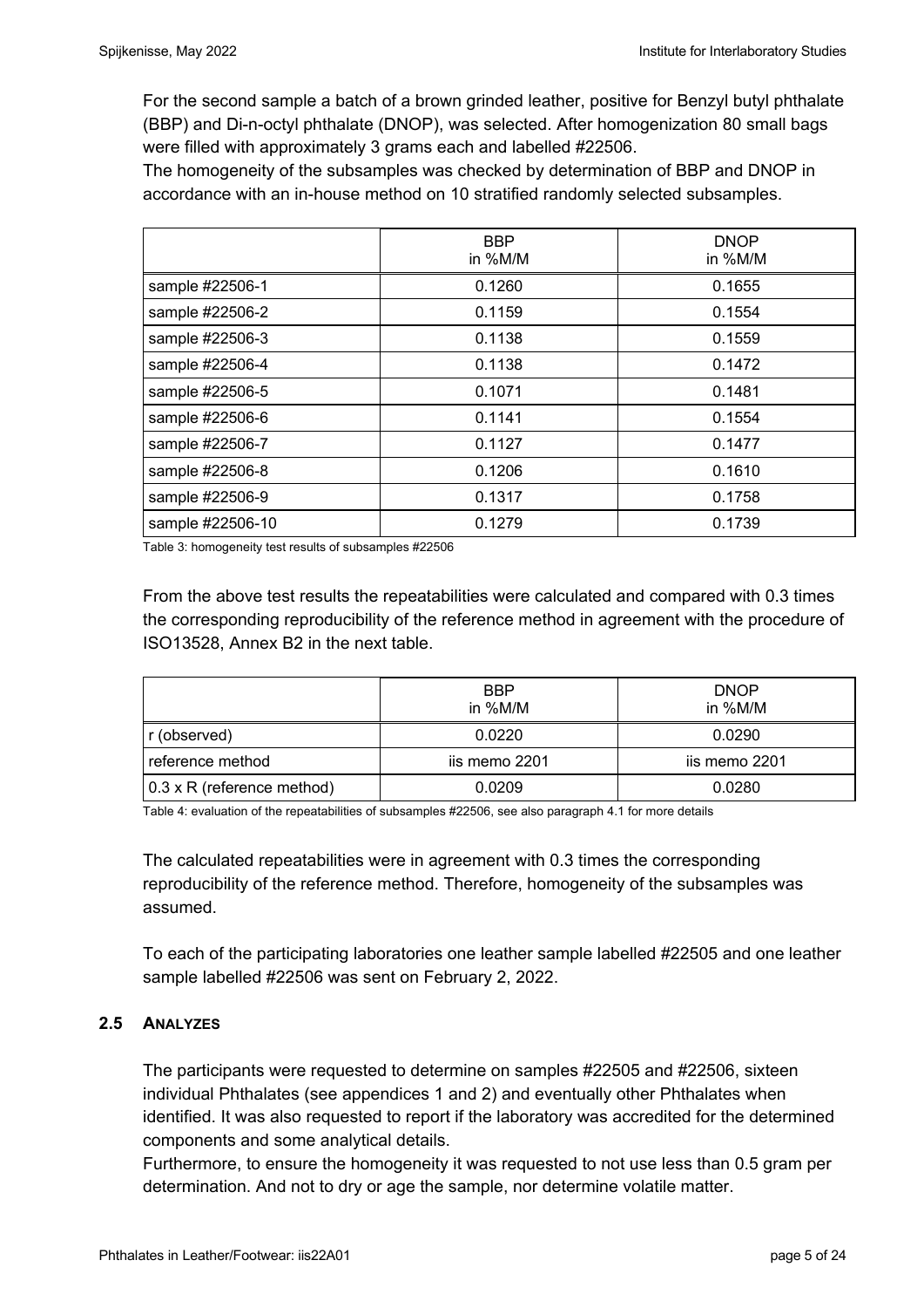For the second sample a batch of a brown grinded leather, positive for Benzyl butyl phthalate (BBP) and Di-n-octyl phthalate (DNOP), was selected. After homogenization 80 small bags were filled with approximately 3 grams each and labelled #22506.
The homogeneity of the subsamples was checked by determination of BBP and DNOP in accordance with an in-house method on 10 stratified randomly selected subsamples.

| | BBP in %M/M | DNOP in %M/M |
|---|---|---|
| sample #22506-1 | 0.1260 | 0.1655 |
| sample #22506-2 | 0.1159 | 0.1554 |
| sample #22506-3 | 0.1138 | 0.1559 |
| sample #22506-4 | 0.1138 | 0.1472 |
| sample #22506-5 | 0.1071 | 0.1481 |
| sample #22506-6 | 0.1141 | 0.1554 |
| sample #22506-7 | 0.1127 | 0.1477 |
| sample #22506-8 | 0.1206 | 0.1610 |
| sample #22506-9 | 0.1317 | 0.1758 |
| sample #22506-10 | 0.1279 | 0.1739 |

Table 3: homogeneity test results of subsamples #22506

From the above test results the repeatabilities were calculated and compared with 0.3 times the corresponding reproducibility of the reference method in agreement with the procedure of ISO13528, Annex B2 in the next table.

| | BBP in %M/M | DNOP in %M/M |
|---|---|---|
| r (observed) | 0.0220 | 0.0290 |
| reference method | iis memo 2201 | iis memo 2201 |
| 0.3 x R (reference method) | 0.0209 | 0.0280 |

Table 4: evaluation of the repeatabilities of subsamples #22506, see also paragraph 4.1 for more details

The calculated repeatabilities were in agreement with 0.3 times the corresponding reproducibility of the reference method. Therefore, homogeneity of the subsamples was assumed.

To each of the participating laboratories one leather sample labelled #22505 and one leather sample labelled #22506 was sent on February 2, 2022.

### 2.5 ANALYZES

The participants were requested to determine on samples #22505 and #22506, sixteen individual Phthalates (see appendices 1 and 2) and eventually other Phthalates when identified. It was also requested to report if the laboratory was accredited for the determined components and some analytical details.
Furthermore, to ensure the homogeneity it was requested to not use less than 0.5 gram per determination. And not to dry or age the sample, nor determine volatile matter.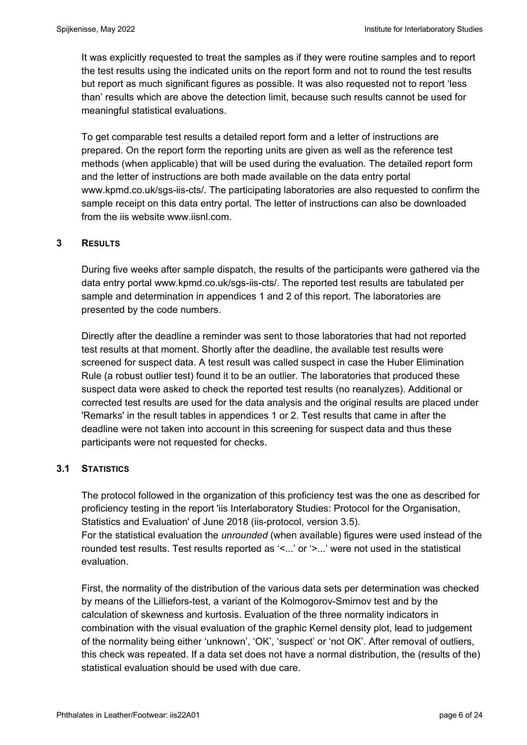It was explicitly requested to treat the samples as if they were routine samples and to report the test results using the indicated units on the report form and not to round the test results but report as much significant figures as possible. It was also requested not to report 'less than' results which are above the detection limit, because such results cannot be used for meaningful statistical evaluations.

To get comparable test results a detailed report form and a letter of instructions are prepared. On the report form the reporting units are given as well as the reference test methods (when applicable) that will be used during the evaluation. The detailed report form and the letter of instructions are both made available on the data entry portal www.kpmd.co.uk/sgs-iis-cts/. The participating laboratories are also requested to confirm the sample receipt on this data entry portal. The letter of instructions can also be downloaded from the iis website www.iisnl.com.

## 3 RESULTS

During five weeks after sample dispatch, the results of the participants were gathered via the data entry portal www.kpmd.co.uk/sgs-iis-cts/. The reported test results are tabulated per sample and determination in appendices 1 and 2 of this report. The laboratories are presented by the code numbers.

Directly after the deadline a reminder was sent to those laboratories that had not reported test results at that moment. Shortly after the deadline, the available test results were screened for suspect data. A test result was called suspect in case the Huber Elimination Rule (a robust outlier test) found it to be an outlier. The laboratories that produced these suspect data were asked to check the reported test results (no reanalyzes). Additional or corrected test results are used for the data analysis and the original results are placed under 'Remarks' in the result tables in appendices 1 or 2. Test results that came in after the deadline were not taken into account in this screening for suspect data and thus these participants were not requested for checks.

### 3.1 STATISTICS

The protocol followed in the organization of this proficiency test was the one as described for proficiency testing in the report 'iis Interlaboratory Studies: Protocol for the Organisation, Statistics and Evaluation' of June 2018 (iis-protocol, version 3.5).
For the statistical evaluation the *unrounded* (when available) figures were used instead of the rounded test results. Test results reported as '<...' or '>...' were not used in the statistical evaluation.

First, the normality of the distribution of the various data sets per determination was checked by means of the Lilliefors-test, a variant of the Kolmogorov-Smirnov test and by the calculation of skewness and kurtosis. Evaluation of the three normality indicators in combination with the visual evaluation of the graphic Kernel density plot, lead to judgement of the normality being either 'unknown', 'OK', 'suspect' or 'not OK'. After removal of outliers, this check was repeated. If a data set does not have a normal distribution, the (results of the) statistical evaluation should be used with due care.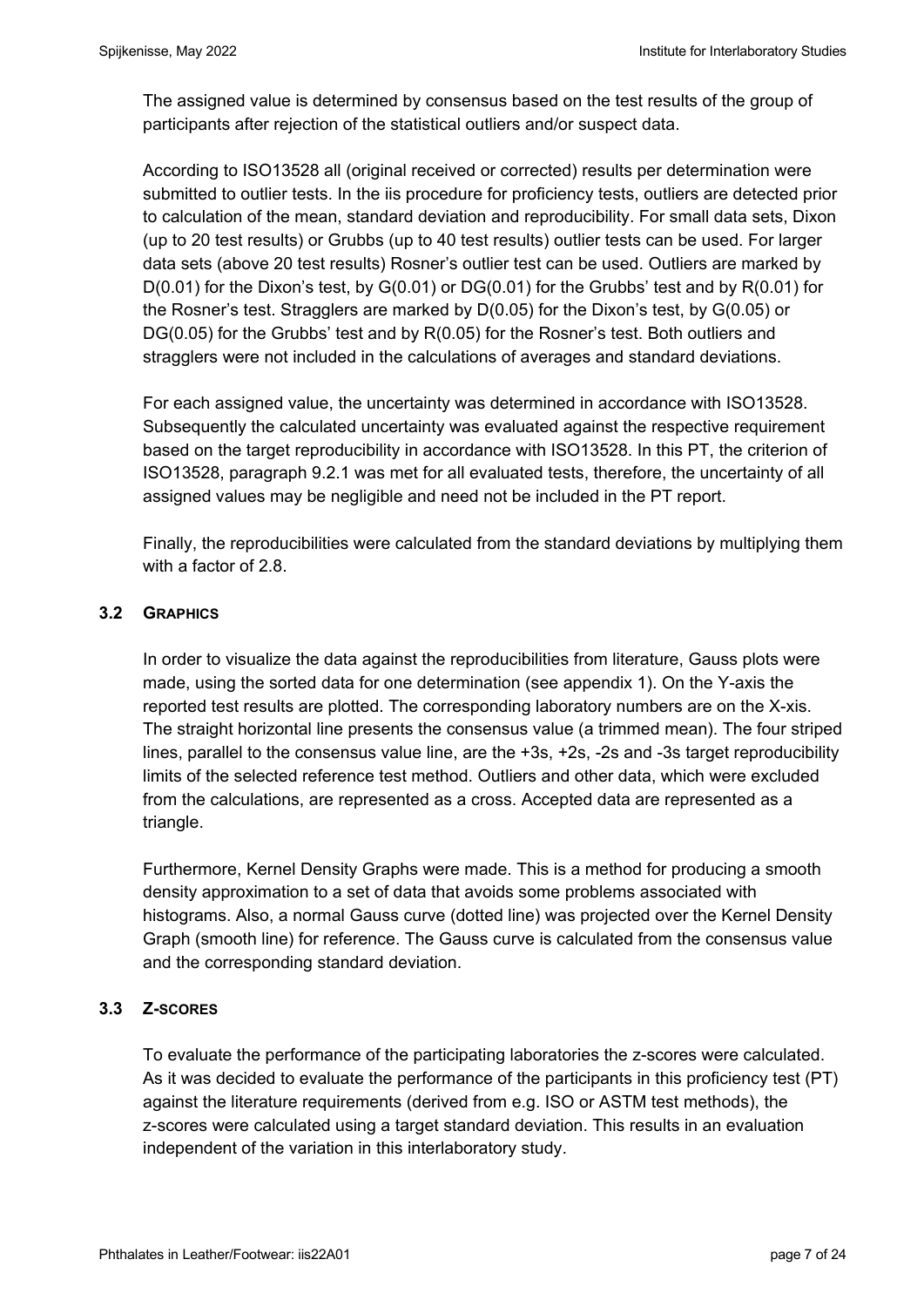The assigned value is determined by consensus based on the test results of the group of participants after rejection of the statistical outliers and/or suspect data.

According to ISO13528 all (original received or corrected) results per determination were submitted to outlier tests. In the iis procedure for proficiency tests, outliers are detected prior to calculation of the mean, standard deviation and reproducibility. For small data sets, Dixon (up to 20 test results) or Grubbs (up to 40 test results) outlier tests can be used. For larger data sets (above 20 test results) Rosner's outlier test can be used. Outliers are marked by D(0.01) for the Dixon's test, by G(0.01) or DG(0.01) for the Grubbs' test and by R(0.01) for the Rosner's test. Stragglers are marked by D(0.05) for the Dixon's test, by G(0.05) or DG(0.05) for the Grubbs' test and by R(0.05) for the Rosner's test. Both outliers and stragglers were not included in the calculations of averages and standard deviations.

For each assigned value, the uncertainty was determined in accordance with ISO13528. Subsequently the calculated uncertainty was evaluated against the respective requirement based on the target reproducibility in accordance with ISO13528. In this PT, the criterion of ISO13528, paragraph 9.2.1 was met for all evaluated tests, therefore, the uncertainty of all assigned values may be negligible and need not be included in the PT report.

Finally, the reproducibilities were calculated from the standard deviations by multiplying them with a factor of 2.8.

### 3.2 GRAPHICS

In order to visualize the data against the reproducibilities from literature, Gauss plots were made, using the sorted data for one determination (see appendix 1). On the Y-axis the reported test results are plotted. The corresponding laboratory numbers are on the X-xis. The straight horizontal line presents the consensus value (a trimmed mean). The four striped lines, parallel to the consensus value line, are the +3s, +2s, -2s and -3s target reproducibility limits of the selected reference test method. Outliers and other data, which were excluded from the calculations, are represented as a cross. Accepted data are represented as a triangle.

Furthermore, Kernel Density Graphs were made. This is a method for producing a smooth density approximation to a set of data that avoids some problems associated with histograms. Also, a normal Gauss curve (dotted line) was projected over the Kernel Density Graph (smooth line) for reference. The Gauss curve is calculated from the consensus value and the corresponding standard deviation.

### 3.3 Z-SCORES

To evaluate the performance of the participating laboratories the z-scores were calculated. As it was decided to evaluate the performance of the participants in this proficiency test (PT) against the literature requirements (derived from e.g. ISO or ASTM test methods), the z-scores were calculated using a target standard deviation. This results in an evaluation independent of the variation in this interlaboratory study.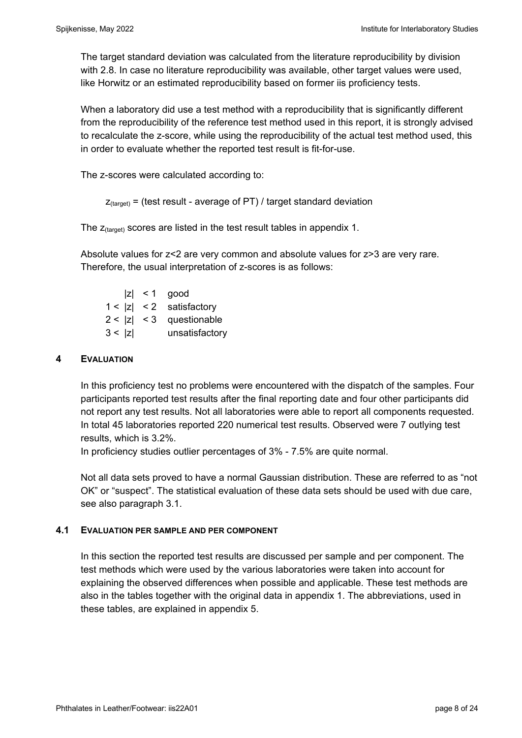The target standard deviation was calculated from the literature reproducibility by division with 2.8. In case no literature reproducibility was available, other target values were used, like Horwitz or an estimated reproducibility based on former iis proficiency tests.

When a laboratory did use a test method with a reproducibility that is significantly different from the reproducibility of the reference test method used in this report, it is strongly advised to recalculate the z-score, while using the reproducibility of the actual test method used, this in order to evaluate whether the reported test result is fit-for-use.

The z-scores were calculated according to:

$z_{(target)}$ = (test result - average of PT) / target standard deviation

The $z_{(target)}$ scores are listed in the test result tables in appendix 1.

Absolute values for z<2 are very common and absolute values for z>3 are very rare. Therefore, the usual interpretation of z-scores is as follows:

|  |  |
|---|---|
| $|z| < 1$ | good |
| $1 < |z| < 2$ | satisfactory |
| $2 < |z| < 3$ | questionable |
| $3 < |z|$ | unsatisfactory |

## 4 EVALUATION

In this proficiency test no problems were encountered with the dispatch of the samples. Four participants reported test results after the final reporting date and four other participants did not report any test results. Not all laboratories were able to report all components requested. In total 45 laboratories reported 220 numerical test results. Observed were 7 outlying test results, which is 3.2%.
In proficiency studies outlier percentages of 3% - 7.5% are quite normal.

Not all data sets proved to have a normal Gaussian distribution. These are referred to as "not OK" or "suspect". The statistical evaluation of these data sets should be used with due care, see also paragraph 3.1.

### 4.1 EVALUATION PER SAMPLE AND PER COMPONENT

In this section the reported test results are discussed per sample and per component. The test methods which were used by the various laboratories were taken into account for explaining the observed differences when possible and applicable. These test methods are also in the tables together with the original data in appendix 1. The abbreviations, used in these tables, are explained in appendix 5.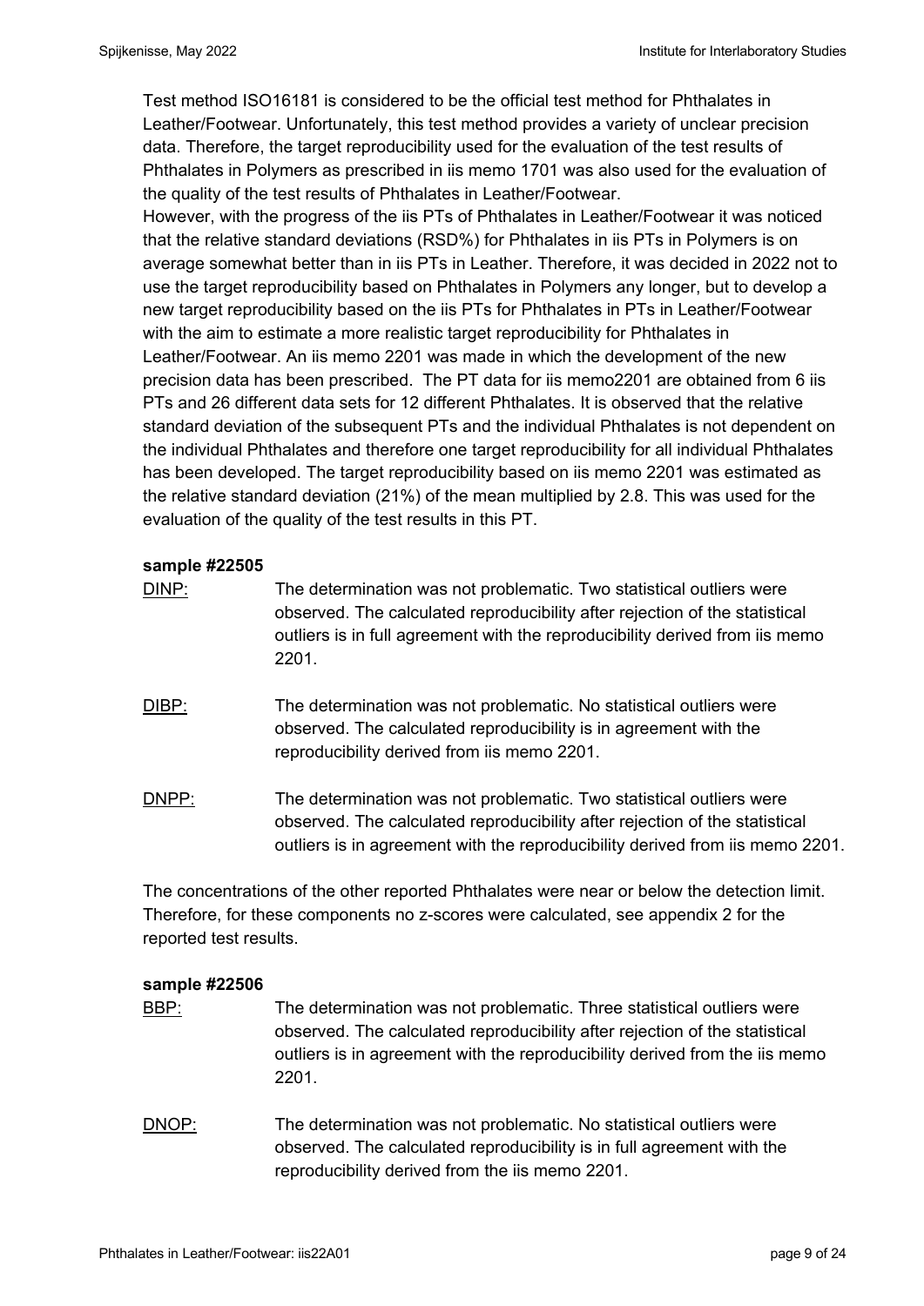Test method ISO16181 is considered to be the official test method for Phthalates in Leather/Footwear. Unfortunately, this test method provides a variety of unclear precision data. Therefore, the target reproducibility used for the evaluation of the test results of Phthalates in Polymers as prescribed in iis memo 1701 was also used for the evaluation of the quality of the test results of Phthalates in Leather/Footwear.
However, with the progress of the iis PTs of Phthalates in Leather/Footwear it was noticed that the relative standard deviations (RSD%) for Phthalates in iis PTs in Polymers is on average somewhat better than in iis PTs in Leather. Therefore, it was decided in 2022 not to use the target reproducibility based on Phthalates in Polymers any longer, but to develop a new target reproducibility based on the iis PTs for Phthalates in PTs in Leather/Footwear with the aim to estimate a more realistic target reproducibility for Phthalates in Leather/Footwear. An iis memo 2201 was made in which the development of the new precision data has been prescribed. The PT data for iis memo2201 are obtained from 6 iis PTs and 26 different data sets for 12 different Phthalates. It is observed that the relative standard deviation of the subsequent PTs and the individual Phthalates is not dependent on the individual Phthalates and therefore one target reproducibility for all individual Phthalates has been developed. The target reproducibility based on iis memo 2201 was estimated as the relative standard deviation (21%) of the mean multiplied by 2.8. This was used for the evaluation of the quality of the test results in this PT.

**sample #22505**

DINP: The determination was not problematic. Two statistical outliers were observed. The calculated reproducibility after rejection of the statistical outliers is in full agreement with the reproducibility derived from iis memo 2201.

DIBP: The determination was not problematic. No statistical outliers were observed. The calculated reproducibility is in agreement with the reproducibility derived from iis memo 2201.

DNPP: The determination was not problematic. Two statistical outliers were observed. The calculated reproducibility after rejection of the statistical outliers is in agreement with the reproducibility derived from iis memo 2201.

The concentrations of the other reported Phthalates were near or below the detection limit. Therefore, for these components no z-scores were calculated, see appendix 2 for the reported test results.

**sample #22506**

BBP: The determination was not problematic. Three statistical outliers were observed. The calculated reproducibility after rejection of the statistical outliers is in agreement with the reproducibility derived from the iis memo 2201.

DNOP: The determination was not problematic. No statistical outliers were observed. The calculated reproducibility is in full agreement with the reproducibility derived from the iis memo 2201.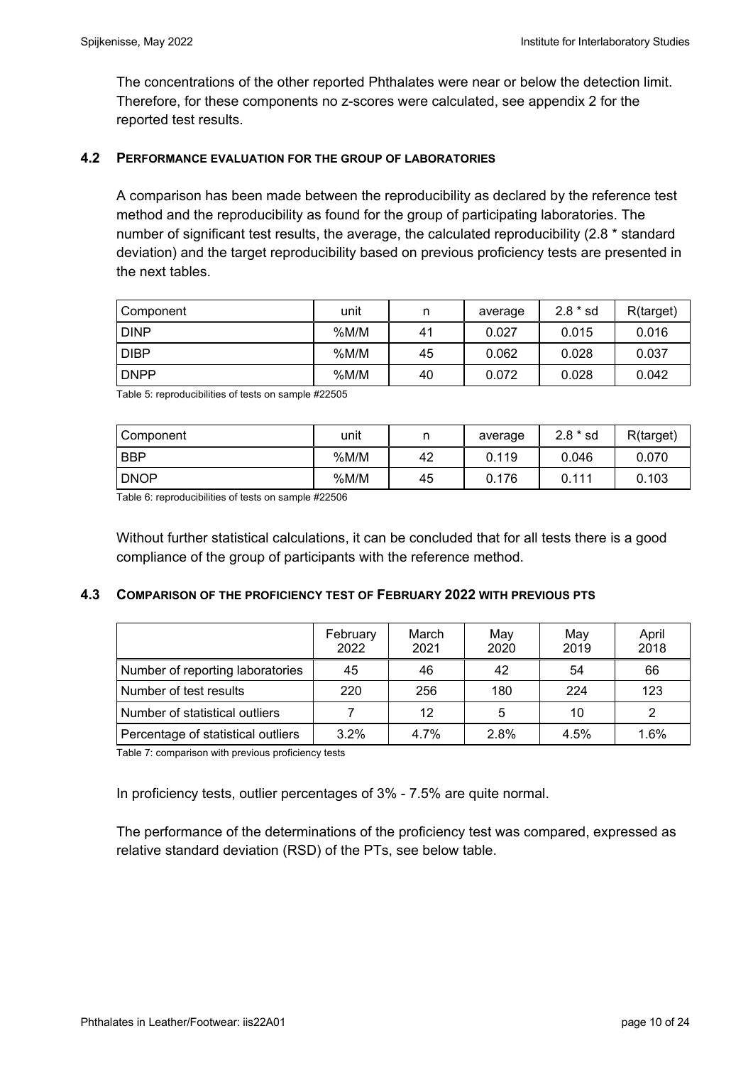The concentrations of the other reported Phthalates were near or below the detection limit. Therefore, for these components no z-scores were calculated, see appendix 2 for the reported test results.

### 4.2 PERFORMANCE EVALUATION FOR THE GROUP OF LABORATORIES

A comparison has been made between the reproducibility as declared by the reference test method and the reproducibility as found for the group of participating laboratories. The number of significant test results, the average, the calculated reproducibility (2.8 * standard deviation) and the target reproducibility based on previous proficiency tests are presented in the next tables.

| Component | unit | n | average | 2.8 * sd | R(target) |
|---|---|---|---|---|---|
| DINP | %M/M | 41 | 0.027 | 0.015 | 0.016 |
| DIBP | %M/M | 45 | 0.062 | 0.028 | 0.037 |
| DNPP | %M/M | 40 | 0.072 | 0.028 | 0.042 |

Table 5: reproducibilities of tests on sample #22505

| Component | unit | n | average | 2.8 * sd | R(target) |
|---|---|---|---|---|---|
| BBP | %M/M | 42 | 0.119 | 0.046 | 0.070 |
| DNOP | %M/M | 45 | 0.176 | 0.111 | 0.103 |

Table 6: reproducibilities of tests on sample #22506

Without further statistical calculations, it can be concluded that for all tests there is a good compliance of the group of participants with the reference method.

### 4.3 COMPARISON OF THE PROFICIENCY TEST OF FEBRUARY 2022 WITH PREVIOUS PTS

| | February 2022 | March 2021 | May 2020 | May 2019 | April 2018 |
|---|---|---|---|---|---|
| Number of reporting laboratories | 45 | 46 | 42 | 54 | 66 |
| Number of test results | 220 | 256 | 180 | 224 | 123 |
| Number of statistical outliers | 7 | 12 | 5 | 10 | 2 |
| Percentage of statistical outliers | 3.2% | 4.7% | 2.8% | 4.5% | 1.6% |

Table 7: comparison with previous proficiency tests

In proficiency tests, outlier percentages of 3% - 7.5% are quite normal.

The performance of the determinations of the proficiency test was compared, expressed as relative standard deviation (RSD) of the PTs, see below table.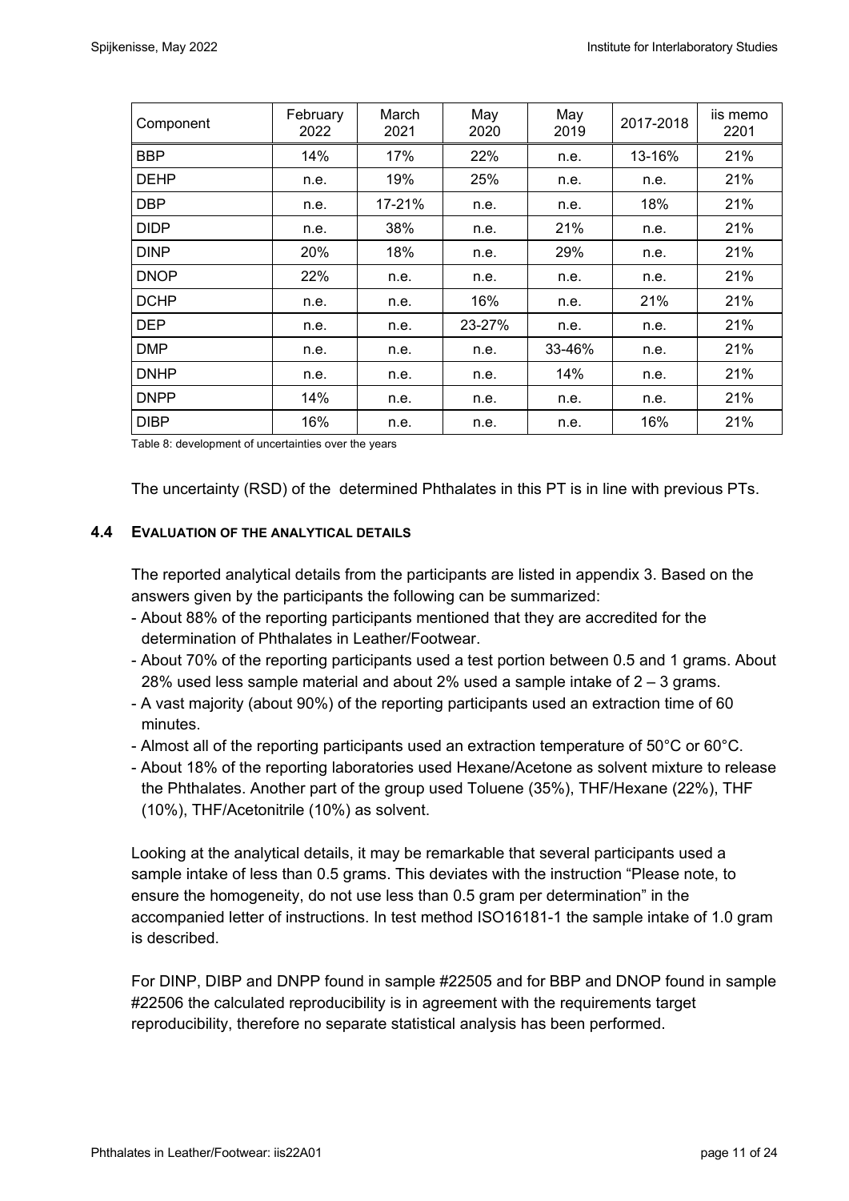| Component | February 2022 | March 2021 | May 2020 | May 2019 | 2017-2018 | iis memo 2201 |
|---|---|---|---|---|---|---|
| BBP | 14% | 17% | 22% | n.e. | 13-16% | 21% |
| DEHP | n.e. | 19% | 25% | n.e. | n.e. | 21% |
| DBP | n.e. | 17-21% | n.e. | n.e. | 18% | 21% |
| DIDP | n.e. | 38% | n.e. | 21% | n.e. | 21% |
| DINP | 20% | 18% | n.e. | 29% | n.e. | 21% |
| DNOP | 22% | n.e. | n.e. | n.e. | n.e. | 21% |
| DCHP | n.e. | n.e. | 16% | n.e. | 21% | 21% |
| DEP | n.e. | n.e. | 23-27% | n.e. | n.e. | 21% |
| DMP | n.e. | n.e. | n.e. | 33-46% | n.e. | 21% |
| DNHP | n.e. | n.e. | n.e. | 14% | n.e. | 21% |
| DNPP | 14% | n.e. | n.e. | n.e. | n.e. | 21% |
| DIBP | 16% | n.e. | n.e. | n.e. | 16% | 21% |

Table 8: development of uncertainties over the years

The uncertainty (RSD) of the determined Phthalates in this PT is in line with previous PTs.

### 4.4 EVALUATION OF THE ANALYTICAL DETAILS

The reported analytical details from the participants are listed in appendix 3. Based on the answers given by the participants the following can be summarized:

- About 88% of the reporting participants mentioned that they are accredited for the determination of Phthalates in Leather/Footwear.
- About 70% of the reporting participants used a test portion between 0.5 and 1 grams. About 28% used less sample material and about 2% used a sample intake of 2 – 3 grams.
- A vast majority (about 90%) of the reporting participants used an extraction time of 60 minutes.
- Almost all of the reporting participants used an extraction temperature of 50°C or 60°C.
- About 18% of the reporting laboratories used Hexane/Acetone as solvent mixture to release the Phthalates. Another part of the group used Toluene (35%), THF/Hexane (22%), THF (10%), THF/Acetonitrile (10%) as solvent.

Looking at the analytical details, it may be remarkable that several participants used a sample intake of less than 0.5 grams. This deviates with the instruction "Please note, to ensure the homogeneity, do not use less than 0.5 gram per determination" in the accompanied letter of instructions. In test method ISO16181-1 the sample intake of 1.0 gram is described.

For DINP, DIBP and DNPP found in sample #22505 and for BBP and DNOP found in sample #22506 the calculated reproducibility is in agreement with the requirements target reproducibility, therefore no separate statistical analysis has been performed.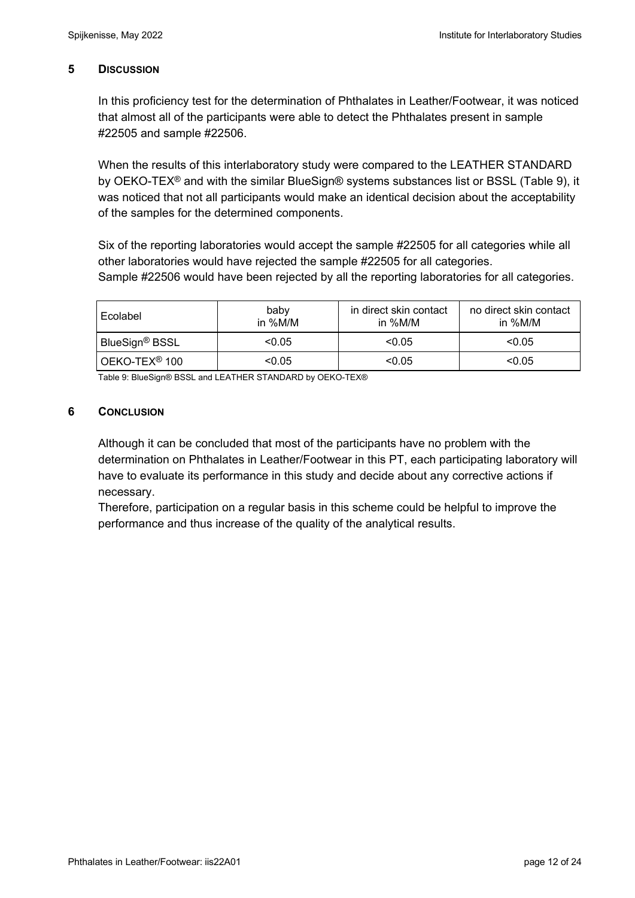## 5 DISCUSSION

In this proficiency test for the determination of Phthalates in Leather/Footwear, it was noticed that almost all of the participants were able to detect the Phthalates present in sample #22505 and sample #22506.

When the results of this interlaboratory study were compared to the LEATHER STANDARD by OEKO-TEX® and with the similar BlueSign® systems substances list or BSSL (Table 9), it was noticed that not all participants would make an identical decision about the acceptability of the samples for the determined components.

Six of the reporting laboratories would accept the sample #22505 for all categories while all other laboratories would have rejected the sample #22505 for all categories.
Sample #22506 would have been rejected by all the reporting laboratories for all categories.

| Ecolabel | baby in %M/M | in direct skin contact in %M/M | no direct skin contact in %M/M |
|---|---|---|---|
| BlueSign® BSSL | <0.05 | <0.05 | <0.05 |
| OEKO-TEX® 100 | <0.05 | <0.05 | <0.05 |

Table 9: BlueSign® BSSL and LEATHER STANDARD by OEKO-TEX®

## 6 CONCLUSION

Although it can be concluded that most of the participants have no problem with the determination on Phthalates in Leather/Footwear in this PT, each participating laboratory will have to evaluate its performance in this study and decide about any corrective actions if necessary.
Therefore, participation on a regular basis in this scheme could be helpful to improve the performance and thus increase of the quality of the analytical results.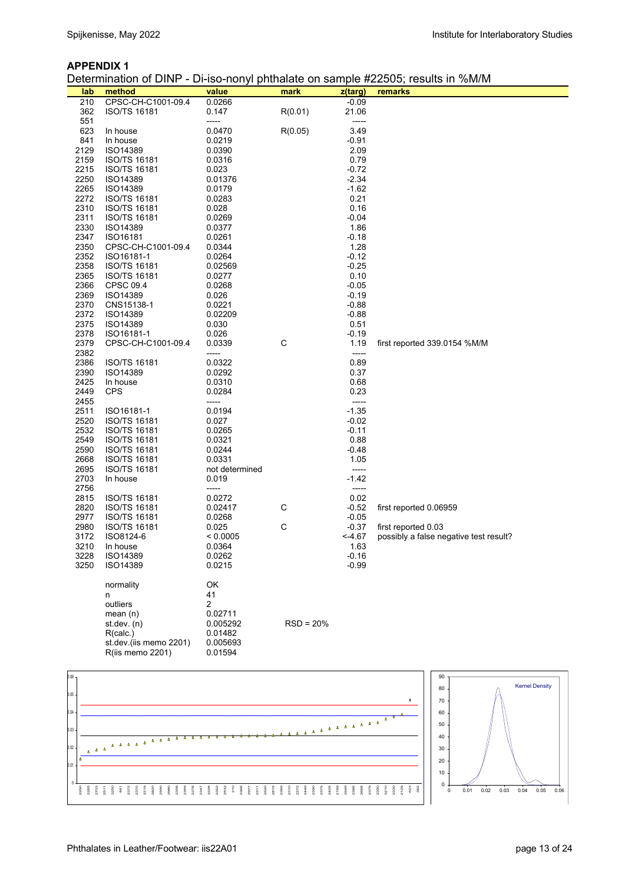## APPENDIX 1

Determination of DINP - Di-iso-nonyl phthalate on sample #22505; results in %M/M

| lab | method | value | mark | z(targ) | remarks |
|---|---|---|---|---|---|
| 210 | CPSC-CH-C1001-09.4 | 0.0266 | | -0.09 | |
| 362 | ISO/TS 16181 | 0.147 | R(0.01) | 21.06 | |
| 551 | | ----- | | ----- | |
| 623 | In house | 0.0470 | R(0.05) | 3.49 | |
| 841 | In house | 0.0219 | | -0.91 | |
| 2129 | ISO14389 | 0.0390 | | 2.09 | |
| 2159 | ISO/TS 16181 | 0.0316 | | 0.79 | |
| 2215 | ISO/TS 16181 | 0.023 | | -0.72 | |
| 2250 | ISO14389 | 0.01376 | | -2.34 | |
| 2265 | ISO14389 | 0.0179 | | -1.62 | |
| 2272 | ISO/TS 16181 | 0.0283 | | 0.21 | |
| 2310 | ISO/TS 16181 | 0.028 | | 0.16 | |
| 2311 | ISO/TS 16181 | 0.0269 | | -0.04 | |
| 2330 | ISO14389 | 0.0377 | | 1.86 | |
| 2347 | ISO16181 | 0.0261 | | -0.18 | |
| 2350 | CPSC-CH-C1001-09.4 | 0.0344 | | 1.28 | |
| 2352 | ISO16181-1 | 0.0264 | | -0.12 | |
| 2358 | ISO/TS 16181 | 0.02569 | | -0.25 | |
| 2365 | ISO/TS 16181 | 0.0277 | | 0.10 | |
| 2366 | CPSC 09.4 | 0.0268 | | -0.05 | |
| 2369 | ISO14389 | 0.026 | | -0.19 | |
| 2370 | CNS15138-1 | 0.0221 | | -0.88 | |
| 2372 | ISO14389 | 0.02209 | | -0.88 | |
| 2375 | ISO14389 | 0.030 | | 0.51 | |
| 2378 | ISO16181-1 | 0.026 | | -0.19 | |
| 2379 | CPSC-CH-C1001-09.4 | 0.0339 | C | 1.19 | first reported 339.0154 %M/M |
| 2382 | | ----- | | ----- | |
| 2386 | ISO/TS 16181 | 0.0322 | | 0.89 | |
| 2390 | ISO14389 | 0.0292 | | 0.37 | |
| 2425 | In house | 0.0310 | | 0.68 | |
| 2449 | CPS | 0.0284 | | 0.23 | |
| 2455 | | ----- | | ----- | |
| 2511 | ISO16181-1 | 0.0194 | | -1.35 | |
| 2520 | ISO/TS 16181 | 0.027 | | -0.02 | |
| 2532 | ISO/TS 16181 | 0.0265 | | -0.11 | |
| 2549 | ISO/TS 16181 | 0.0321 | | 0.88 | |
| 2590 | ISO/TS 16181 | 0.0244 | | -0.48 | |
| 2668 | ISO/TS 16181 | 0.0331 | | 1.05 | |
| 2695 | ISO/TS 16181 | not determined | | ----- | |
| 2703 | In house | 0.019 | | -1.42 | |
| 2756 | | ----- | | ----- | |
| 2815 | ISO/TS 16181 | 0.0272 | | 0.02 | |
| 2820 | ISO/TS 16181 | 0.02417 | C | -0.52 | first reported 0.06959 |
| 2977 | ISO/TS 16181 | 0.0268 | | -0.05 | |
| 2980 | ISO/TS 16181 | 0.025 | C | -0.37 | first reported 0.03 |
| 3172 | ISO8124-6 | < 0.0005 | | <-4.67 | possibly a false negative test result? |
| 3210 | In house | 0.0364 | | 1.63 | |
| 3228 | ISO14389 | 0.0262 | | -0.16 | |
| 3250 | ISO14389 | 0.0215 | | -0.99 | |
| | normality | OK | | | |
| | n | 41 | | | |
| | outliers | 2 | | | |
| | mean (n) | 0.02711 | | | |
| | st.dev. (n) | 0.005292 | RSD = 20% | | |
| | R(calc.) | 0.01482 | | | |
| | st.dev.(iis memo 2201) | 0.005693 | | | |
| | R(iis memo 2201) | 0.01594 | | | |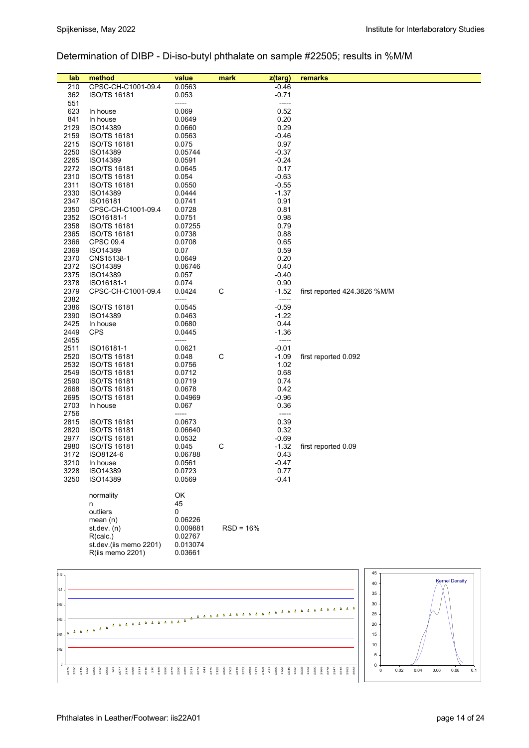## Determination of DIBP - Di-iso-butyl phthalate on sample #22505; results in %M/M

| lab | method | value | mark | z(targ) | remarks |
|---|---|---|---|---|---|
| 210 | CPSC-CH-C1001-09.4 | 0.0563 | | -0.46 | |
| 362 | ISO/TS 16181 | 0.053 | | -0.71 | |
| 551 | | ----- | | ----- | |
| 623 | In house | 0.069 | | 0.52 | |
| 841 | In house | 0.0649 | | 0.20 | |
| 2129 | ISO14389 | 0.0660 | | 0.29 | |
| 2159 | ISO/TS 16181 | 0.0563 | | -0.46 | |
| 2215 | ISO/TS 16181 | 0.075 | | 0.97 | |
| 2250 | ISO14389 | 0.05744 | | -0.37 | |
| 2265 | ISO14389 | 0.0591 | | -0.24 | |
| 2272 | ISO/TS 16181 | 0.0645 | | 0.17 | |
| 2310 | ISO/TS 16181 | 0.054 | | -0.63 | |
| 2311 | ISO/TS 16181 | 0.0550 | | -0.55 | |
| 2330 | ISO14389 | 0.0444 | | -1.37 | |
| 2347 | ISO16181 | 0.0741 | | 0.91 | |
| 2350 | CPSC-CH-C1001-09.4 | 0.0728 | | 0.81 | |
| 2352 | ISO16181-1 | 0.0751 | | 0.98 | |
| 2358 | ISO/TS 16181 | 0.07255 | | 0.79 | |
| 2365 | ISO/TS 16181 | 0.0738 | | 0.88 | |
| 2366 | CPSC 09.4 | 0.0708 | | 0.65 | |
| 2369 | ISO14389 | 0.07 | | 0.59 | |
| 2370 | CNS15138-1 | 0.0649 | | 0.20 | |
| 2372 | ISO14389 | 0.06746 | | 0.40 | |
| 2375 | ISO14389 | 0.057 | | -0.40 | |
| 2378 | ISO16181-1 | 0.074 | | 0.90 | |
| 2379 | CPSC-CH-C1001-09.4 | 0.0424 | C | -1.52 | first reported 424.3826 %M/M |
| 2382 | | ----- | | ----- | |
| 2386 | ISO/TS 16181 | 0.0545 | | -0.59 | |
| 2390 | ISO14389 | 0.0463 | | -1.22 | |
| 2425 | In house | 0.0680 | | 0.44 | |
| 2449 | CPS | 0.0445 | | -1.36 | |
| 2455 | | ----- | | ----- | |
| 2511 | ISO16181-1 | 0.0621 | | -0.01 | |
| 2520 | ISO/TS 16181 | 0.048 | C | -1.09 | first reported 0.092 |
| 2532 | ISO/TS 16181 | 0.0756 | | 1.02 | |
| 2549 | ISO/TS 16181 | 0.0712 | | 0.68 | |
| 2590 | ISO/TS 16181 | 0.0719 | | 0.74 | |
| 2668 | ISO/TS 16181 | 0.0678 | | 0.42 | |
| 2695 | ISO/TS 16181 | 0.04969 | | -0.96 | |
| 2703 | In house | 0.067 | | 0.36 | |
| 2756 | | ----- | | ----- | |
| 2815 | ISO/TS 16181 | 0.0673 | | 0.39 | |
| 2820 | ISO/TS 16181 | 0.06640 | | 0.32 | |
| 2977 | ISO/TS 16181 | 0.0532 | | -0.69 | |
| 2980 | ISO/TS 16181 | 0.045 | C | -1.32 | first reported 0.09 |
| 3172 | ISO8124-6 | 0.06788 | | 0.43 | |
| 3210 | In house | 0.0561 | | -0.47 | |
| 3228 | ISO14389 | 0.0723 | | 0.77 | |
| 3250 | ISO14389 | 0.0569 | | -0.41 | |

| | | |
|---|---|---|
| normality | OK | |
| n | 45 | |
| outliers | 0 | |
| mean (n) | 0.06226 | |
| st.dev. (n) | 0.009881 | RSD = 16% |
| R(calc.) | 0.02767 | |
| st.dev.(iis memo 2201) | 0.013074 | |
| R(iis memo 2201) | 0.03661 | |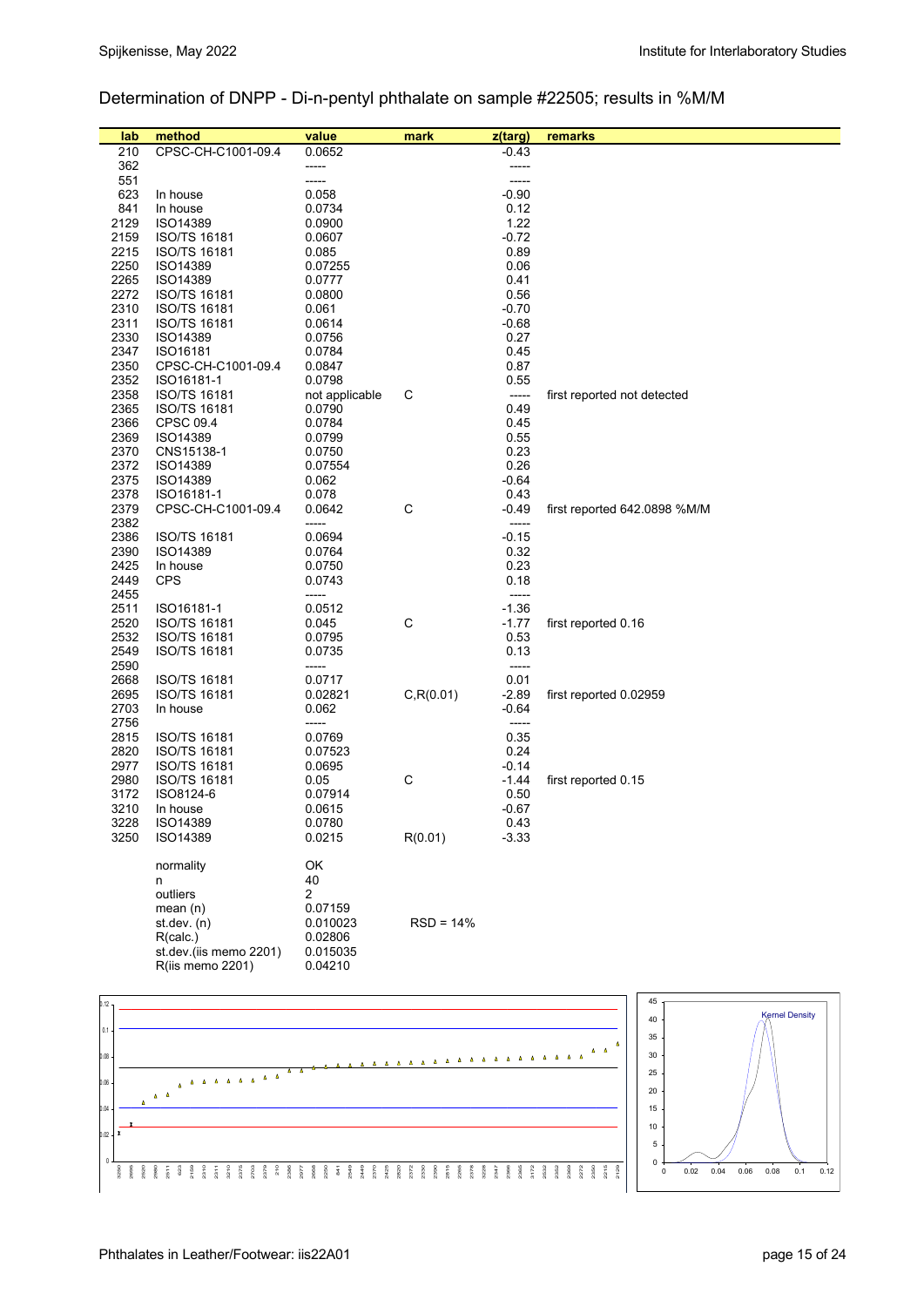## Determination of DNPP - Di-n-pentyl phthalate on sample #22505; results in %M/M

| lab | method | value | mark | z(targ) | remarks |
|---|---|---|---|---|---|
| 210 | CPSC-CH-C1001-09.4 | 0.0652 | | -0.43 | |
| 362 | | ----- | | ----- | |
| 551 | | ----- | | ----- | |
| 623 | In house | 0.058 | | -0.90 | |
| 841 | In house | 0.0734 | | 0.12 | |
| 2129 | ISO14389 | 0.0900 | | 1.22 | |
| 2159 | ISO/TS 16181 | 0.0607 | | -0.72 | |
| 2215 | ISO/TS 16181 | 0.085 | | 0.89 | |
| 2250 | ISO14389 | 0.07255 | | 0.06 | |
| 2265 | ISO14389 | 0.0777 | | 0.41 | |
| 2272 | ISO/TS 16181 | 0.0800 | | 0.56 | |
| 2310 | ISO/TS 16181 | 0.061 | | -0.70 | |
| 2311 | ISO/TS 16181 | 0.0614 | | -0.68 | |
| 2330 | ISO14389 | 0.0756 | | 0.27 | |
| 2347 | ISO16181 | 0.0784 | | 0.45 | |
| 2350 | CPSC-CH-C1001-09.4 | 0.0847 | | 0.87 | |
| 2352 | ISO16181-1 | 0.0798 | | 0.55 | |
| 2358 | ISO/TS 16181 | not applicable | C | ----- | first reported not detected |
| 2365 | ISO/TS 16181 | 0.0790 | | 0.49 | |
| 2366 | CPSC 09.4 | 0.0784 | | 0.45 | |
| 2369 | ISO14389 | 0.0799 | | 0.55 | |
| 2370 | CNS15138-1 | 0.0750 | | 0.23 | |
| 2372 | ISO14389 | 0.07554 | | 0.26 | |
| 2375 | ISO14389 | 0.062 | | -0.64 | |
| 2378 | ISO16181-1 | 0.078 | | 0.43 | |
| 2379 | CPSC-CH-C1001-09.4 | 0.0642 | C | -0.49 | first reported 642.0898 %M/M |
| 2382 | | ----- | | ----- | |
| 2386 | ISO/TS 16181 | 0.0694 | | -0.15 | |
| 2390 | ISO14389 | 0.0764 | | 0.32 | |
| 2425 | In house | 0.0750 | | 0.23 | |
| 2449 | CPS | 0.0743 | | 0.18 | |
| 2455 | | ----- | | ----- | |
| 2511 | ISO16181-1 | 0.0512 | | -1.36 | |
| 2520 | ISO/TS 16181 | 0.045 | C | -1.77 | first reported 0.16 |
| 2532 | ISO/TS 16181 | 0.0795 | | 0.53 | |
| 2549 | ISO/TS 16181 | 0.0735 | | 0.13 | |
| 2590 | | ----- | | ----- | |
| 2668 | ISO/TS 16181 | 0.0717 | | 0.01 | |
| 2695 | ISO/TS 16181 | 0.02821 | C,R(0.01) | -2.89 | first reported 0.02959 |
| 2703 | In house | 0.062 | | -0.64 | |
| 2756 | | ----- | | ----- | |
| 2815 | ISO/TS 16181 | 0.0769 | | 0.35 | |
| 2820 | ISO/TS 16181 | 0.07523 | | 0.24 | |
| 2977 | ISO/TS 16181 | 0.0695 | | -0.14 | |
| 2980 | ISO/TS 16181 | 0.05 | C | -1.44 | first reported 0.15 |
| 3172 | ISO8124-6 | 0.07914 | | 0.50 | |
| 3210 | In house | 0.0615 | | -0.67 | |
| 3228 | ISO14389 | 0.0780 | | 0.43 | |
| 3250 | ISO14389 | 0.0215 | R(0.01) | -3.33 | |

| | | |
|---|---|---|
| normality | OK | |
| n | 40 | |
| outliers | 2 | |
| mean (n) | 0.07159 | |
| st.dev. (n) | 0.010023 | RSD = 14% |
| R(calc.) | 0.02806 | |
| st.dev.(iis memo 2201) | 0.015035 | |
| R(iis memo 2201) | 0.04210 | |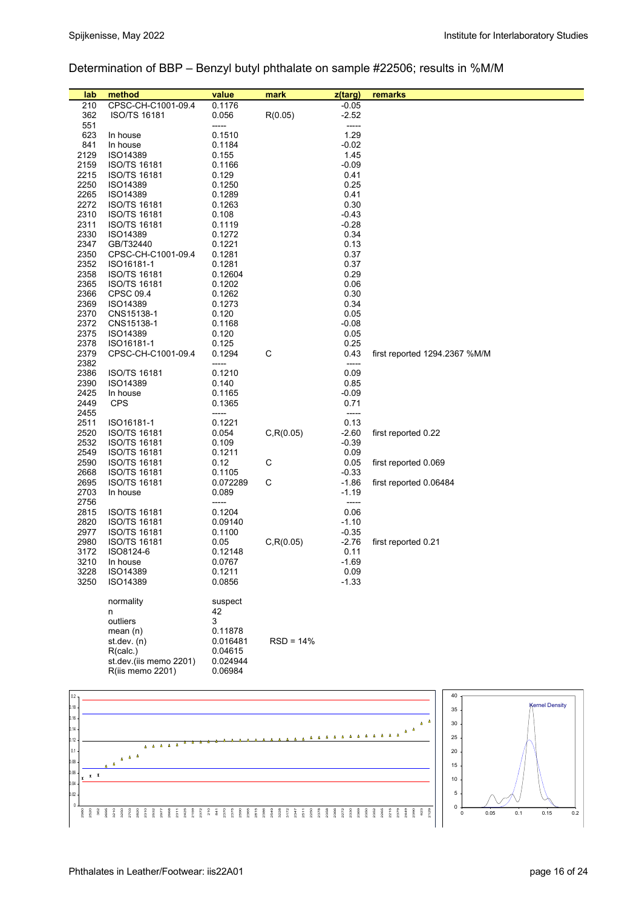## Determination of BBP – Benzyl butyl phthalate on sample #22506; results in %M/M

| lab | method | value | mark | z(targ) | remarks |
|---|---|---|---|---|---|
| 210 | CPSC-CH-C1001-09.4 | 0.1176 | | -0.05 | |
| 362 | ISO/TS 16181 | 0.056 | R(0.05) | -2.52 | |
| 551 | | ----- | | ----- | |
| 623 | In house | 0.1510 | | 1.29 | |
| 841 | In house | 0.1184 | | -0.02 | |
| 2129 | ISO14389 | 0.155 | | 1.45 | |
| 2159 | ISO/TS 16181 | 0.1166 | | -0.09 | |
| 2215 | ISO/TS 16181 | 0.129 | | 0.41 | |
| 2250 | ISO14389 | 0.1250 | | 0.25 | |
| 2265 | ISO14389 | 0.1289 | | 0.41 | |
| 2272 | ISO/TS 16181 | 0.1263 | | 0.30 | |
| 2310 | ISO/TS 16181 | 0.108 | | -0.43 | |
| 2311 | ISO/TS 16181 | 0.1119 | | -0.28 | |
| 2330 | ISO14389 | 0.1272 | | 0.34 | |
| 2347 | GB/T32440 | 0.1221 | | 0.13 | |
| 2350 | CPSC-CH-C1001-09.4 | 0.1281 | | 0.37 | |
| 2352 | ISO16181-1 | 0.1281 | | 0.37 | |
| 2358 | ISO/TS 16181 | 0.12604 | | 0.29 | |
| 2365 | ISO/TS 16181 | 0.1202 | | 0.06 | |
| 2366 | CPSC 09.4 | 0.1262 | | 0.30 | |
| 2369 | ISO14389 | 0.1273 | | 0.34 | |
| 2370 | CNS15138-1 | 0.120 | | 0.05 | |
| 2372 | CNS15138-1 | 0.1168 | | -0.08 | |
| 2375 | ISO14389 | 0.120 | | 0.05 | |
| 2378 | ISO16181-1 | 0.125 | | 0.25 | |
| 2379 | CPSC-CH-C1001-09.4 | 0.1294 | C | 0.43 | first reported 1294.2367 %M/M |
| 2382 | | ----- | | ----- | |
| 2386 | ISO/TS 16181 | 0.1210 | | 0.09 | |
| 2390 | ISO14389 | 0.140 | | 0.85 | |
| 2425 | In house | 0.1165 | | -0.09 | |
| 2449 | CPS | 0.1365 | | 0.71 | |
| 2455 | | ----- | | ----- | |
| 2511 | ISO16181-1 | 0.1221 | | 0.13 | |
| 2520 | ISO/TS 16181 | 0.054 | C,R(0.05) | -2.60 | first reported 0.22 |
| 2532 | ISO/TS 16181 | 0.109 | | -0.39 | |
| 2549 | ISO/TS 16181 | 0.1211 | | 0.09 | |
| 2590 | ISO/TS 16181 | 0.12 | C | 0.05 | first reported 0.069 |
| 2668 | ISO/TS 16181 | 0.1105 | | -0.33 | |
| 2695 | ISO/TS 16181 | 0.072289 | C | -1.86 | first reported 0.06484 |
| 2703 | In house | 0.089 | | -1.19 | |
| 2756 | | ----- | | ----- | |
| 2815 | ISO/TS 16181 | 0.1204 | | 0.06 | |
| 2820 | ISO/TS 16181 | 0.09140 | | -1.10 | |
| 2977 | ISO/TS 16181 | 0.1100 | | -0.35 | |
| 2980 | ISO/TS 16181 | 0.05 | C,R(0.05) | -2.76 | first reported 0.21 |
| 3172 | ISO8124-6 | 0.12148 | | 0.11 | |
| 3210 | In house | 0.0767 | | -1.69 | |
| 3228 | ISO14389 | 0.1211 | | 0.09 | |
| 3250 | ISO14389 | 0.0856 | | -1.33 | |

| | | |
|---|---|---|
| normality | suspect | |
| n | 42 | |
| outliers | 3 | |
| mean (n) | 0.11878 | |
| st.dev. (n) | 0.016481 | RSD = 14% |
| R(calc.) | 0.04615 | |
| st.dev.(iis memo 2201) | 0.024944 | |
| R(iis memo 2201) | 0.06984 | |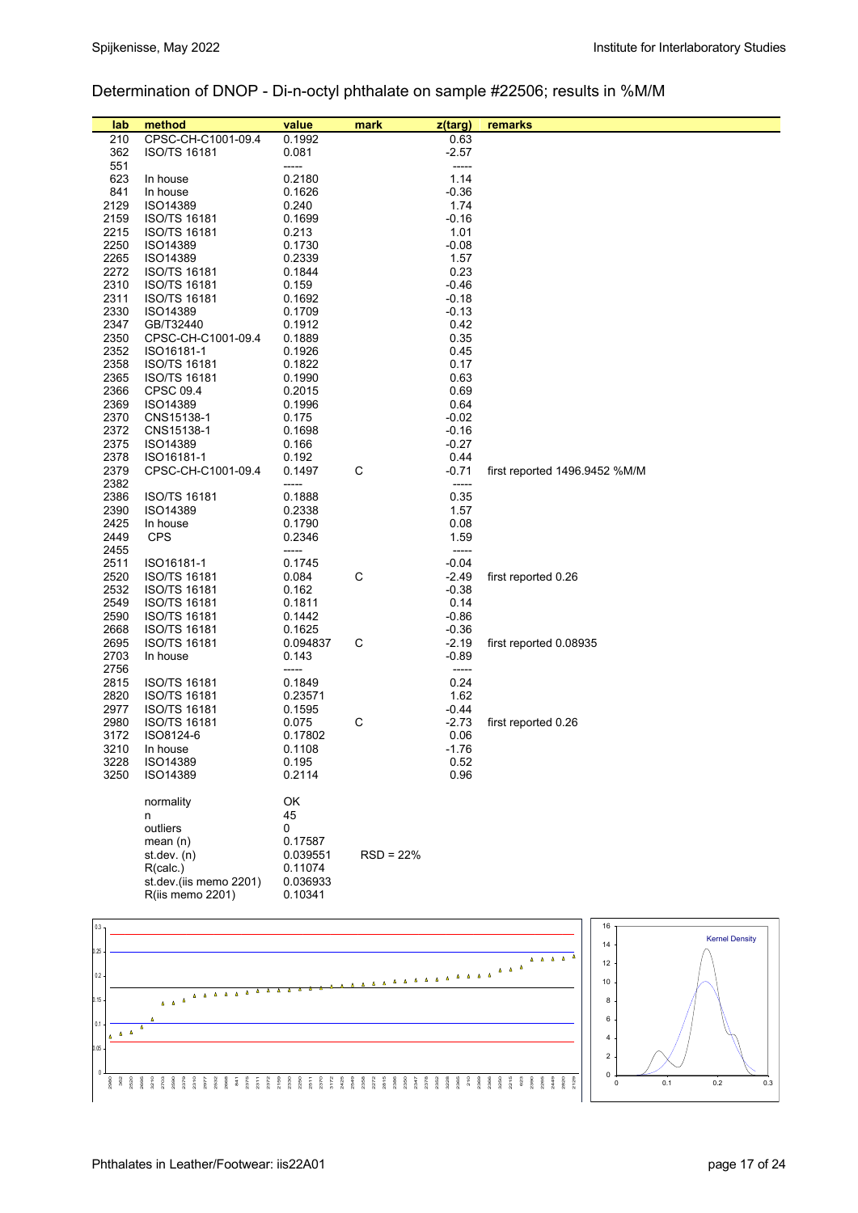## Determination of DNOP - Di-n-octyl phthalate on sample #22506; results in %M/M

| lab | method | value | mark | z(targ) | remarks |
|---|---|---|---|---|---|
| 210 | CPSC-CH-C1001-09.4 | 0.1992 | | 0.63 | |
| 362 | ISO/TS 16181 | 0.081 | | -2.57 | |
| 551 | | ----- | | ----- | |
| 623 | In house | 0.2180 | | 1.14 | |
| 841 | In house | 0.1626 | | -0.36 | |
| 2129 | ISO14389 | 0.240 | | 1.74 | |
| 2159 | ISO/TS 16181 | 0.1699 | | -0.16 | |
| 2215 | ISO/TS 16181 | 0.213 | | 1.01 | |
| 2250 | ISO14389 | 0.1730 | | -0.08 | |
| 2265 | ISO14389 | 0.2339 | | 1.57 | |
| 2272 | ISO/TS 16181 | 0.1844 | | 0.23 | |
| 2310 | ISO/TS 16181 | 0.159 | | -0.46 | |
| 2311 | ISO/TS 16181 | 0.1692 | | -0.18 | |
| 2330 | ISO14389 | 0.1709 | | -0.13 | |
| 2347 | GB/T32440 | 0.1912 | | 0.42 | |
| 2350 | CPSC-CH-C1001-09.4 | 0.1889 | | 0.35 | |
| 2352 | ISO16181-1 | 0.1926 | | 0.45 | |
| 2358 | ISO/TS 16181 | 0.1822 | | 0.17 | |
| 2365 | ISO/TS 16181 | 0.1990 | | 0.63 | |
| 2366 | CPSC 09.4 | 0.2015 | | 0.69 | |
| 2369 | ISO14389 | 0.1996 | | 0.64 | |
| 2370 | CNS15138-1 | 0.175 | | -0.02 | |
| 2372 | CNS15138-1 | 0.1698 | | -0.16 | |
| 2375 | ISO14389 | 0.166 | | -0.27 | |
| 2378 | ISO16181-1 | 0.192 | | 0.44 | |
| 2379 | CPSC-CH-C1001-09.4 | 0.1497 | C | -0.71 | first reported 1496.9452 %M/M |
| 2382 | | ----- | | ----- | |
| 2386 | ISO/TS 16181 | 0.1888 | | 0.35 | |
| 2390 | ISO14389 | 0.2338 | | 1.57 | |
| 2425 | In house | 0.1790 | | 0.08 | |
| 2449 | CPS | 0.2346 | | 1.59 | |
| 2455 | | ----- | | ----- | |
| 2511 | ISO16181-1 | 0.1745 | | -0.04 | |
| 2520 | ISO/TS 16181 | 0.084 | C | -2.49 | first reported 0.26 |
| 2532 | ISO/TS 16181 | 0.162 | | -0.38 | |
| 2549 | ISO/TS 16181 | 0.1811 | | 0.14 | |
| 2590 | ISO/TS 16181 | 0.1442 | | -0.86 | |
| 2668 | ISO/TS 16181 | 0.1625 | | -0.36 | |
| 2695 | ISO/TS 16181 | 0.094837 | C | -2.19 | first reported 0.08935 |
| 2703 | In house | 0.143 | | -0.89 | |
| 2756 | | ----- | | ----- | |
| 2815 | ISO/TS 16181 | 0.1849 | | 0.24 | |
| 2820 | ISO/TS 16181 | 0.23571 | | 1.62 | |
| 2977 | ISO/TS 16181 | 0.1595 | | -0.44 | |
| 2980 | ISO/TS 16181 | 0.075 | C | -2.73 | first reported 0.26 |
| 3172 | ISO8124-6 | 0.17802 | | 0.06 | |
| 3210 | In house | 0.1108 | | -1.76 | |
| 3228 | ISO14389 | 0.195 | | 0.52 | |
| 3250 | ISO14389 | 0.2114 | | 0.96 | |

| | | |
|---|---|---|
| normality | OK | |
| n | 45 | |
| outliers | 0 | |
| mean (n) | 0.17587 | |
| st.dev. (n) | 0.039551 | RSD = 22% |
| R(calc.) | 0.11074 | |
| st.dev.(iis memo 2201) | 0.036933 | |
| R(iis memo 2201) | 0.10341 | |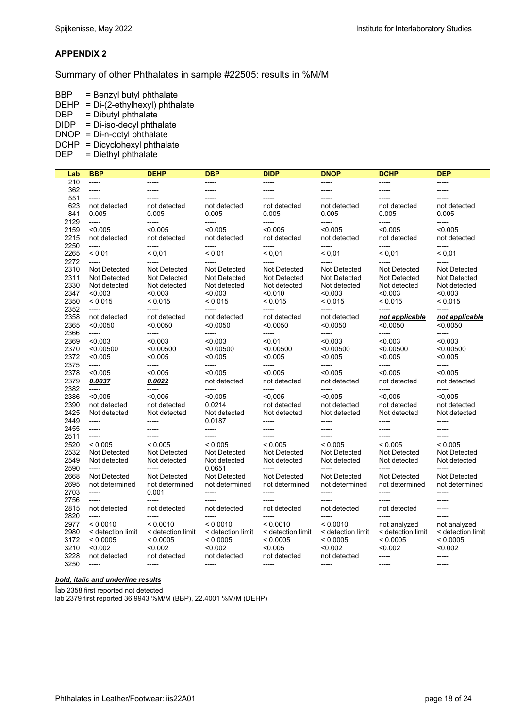## APPENDIX 2

Summary of other Phthalates in sample #22505: results in %M/M

BBP = Benzyl butyl phthalate
DEHP = Di-(2-ethylhexyl) phthalate
DBP = Dibutyl phthalate
DIDP = Di-iso-decyl phthalate
DNOP = Di-n-octyl phthalate
DCHP = Dicyclohexyl phthalate
DEP = Diethyl phthalate

| Lab | BBP | DEHP | DBP | DIDP | DNOP | DCHP | DEP |
|---|---|---|---|---|---|---|---|
| 210 | ----- | ----- | ----- | ----- | ----- | ----- | ----- |
| 362 | ----- | ----- | ----- | ----- | ----- | ----- | ----- |
| 551 | ----- | ----- | ----- | ----- | ----- | ----- | ----- |
| 623 | not detected | not detected | not detected | not detected | not detected | not detected | not detected |
| 841 | 0.005 | 0.005 | 0.005 | 0.005 | 0.005 | 0.005 | 0.005 |
| 2129 | ----- | ----- | ----- | ----- | ----- | ----- | ----- |
| 2159 | <0.005 | <0.005 | <0.005 | <0.005 | <0.005 | <0.005 | <0.005 |
| 2215 | not detected | not detected | not detected | not detected | not detected | not detected | not detected |
| 2250 | ----- | ----- | ----- | ----- | ----- | ----- | ----- |
| 2265 | < 0,01 | < 0,01 | < 0,01 | < 0,01 | < 0,01 | < 0,01 | < 0,01 |
| 2272 | ----- | ----- | ----- | ----- | ----- | ----- | ----- |
| 2310 | Not Detected | Not Detected | Not Detected | Not Detected | Not Detected | Not Detected | Not Detected |
| 2311 | Not Detected | Not Detected | Not Detected | Not Detected | Not Detected | Not Detected | Not Detected |
| 2330 | Not detected | Not detected | Not detected | Not detected | Not detected | Not detected | Not detected |
| 2347 | <0.003 | <0.003 | <0.003 | <0.010 | <0.003 | <0.003 | <0.003 |
| 2350 | < 0.015 | < 0.015 | < 0.015 | < 0.015 | < 0.015 | < 0.015 | < 0.015 |
| 2352 | ----- | ----- | ----- | ----- | ----- | ----- | ----- |
| 2358 | not detected | not detected | not detected | not detected | not detected | ***not applicable*** | ***not applicable*** |
| 2365 | <0.0050 | <0.0050 | <0.0050 | <0.0050 | <0.0050 | <0.0050 | <0.0050 |
| 2366 | ----- | ----- | ----- | ----- | ----- | ----- | ----- |
| 2369 | <0.003 | <0.003 | <0.003 | <0.01 | <0.003 | <0.003 | <0.003 |
| 2370 | <0.00500 | <0.00500 | <0.00500 | <0.00500 | <0.00500 | <0.00500 | <0.00500 |
| 2372 | <0.005 | <0.005 | <0.005 | <0.005 | <0.005 | <0.005 | <0.005 |
| 2375 | ----- | ----- | ----- | ----- | ----- | ----- | ----- |
| 2378 | <0.005 | <0.005 | <0.005 | <0.005 | <0.005 | <0.005 | <0.005 |
| 2379 | ***0.0037*** | ***0.0022*** | not detected | not detected | not detected | not detected | not detected |
| 2382 | ----- | ----- | ----- | ----- | ----- | ----- | ----- |
| 2386 | <0,005 | <0,005 | <0,005 | <0,005 | <0,005 | <0,005 | <0,005 |
| 2390 | not detected | not detected | 0.0214 | not detected | not detected | not detected | not detected |
| 2425 | Not detected | Not detected | Not detected | Not detected | Not detected | Not detected | Not detected |
| 2449 | ----- | ----- | 0.0187 | ----- | ----- | ----- | ----- |
| 2455 | ----- | ----- | ----- | ----- | ----- | ----- | ----- |
| 2511 | ----- | ----- | ----- | ----- | ----- | ----- | ----- |
| 2520 | < 0.005 | < 0.005 | < 0.005 | < 0.005 | < 0.005 | < 0.005 | < 0.005 |
| 2532 | Not Detected | Not Detected | Not Detected | Not Detected | Not Detected | Not Detected | Not Detected |
| 2549 | Not detected | Not detected | Not detected | Not detected | Not detected | Not detected | Not detected |
| 2590 | ----- | ----- | 0.0651 | ----- | ----- | ----- | ----- |
| 2668 | Not Detected | Not Detected | Not Detected | Not Detected | Not Detected | Not Detected | Not Detected |
| 2695 | not determined | not determined | not determined | not determined | not determined | not determined | not determined |
| 2703 | ----- | 0.001 | ----- | ----- | ----- | ----- | ----- |
| 2756 | ----- | ----- | ----- | ----- | ----- | ----- | ----- |
| 2815 | not detected | not detected | not detected | not detected | not detected | not detected | ----- |
| 2820 | ----- | ----- | ----- | ----- | ----- | ----- | ----- |
| 2977 | < 0.0010 | < 0.0010 | < 0.0010 | < 0.0010 | < 0.0010 | not analyzed | not analyzed |
| 2980 | < detection limit | < detection limit | < detection limit | < detection limit | < detection limit | < detection limit | < detection limit |
| 3172 | < 0.0005 | < 0.0005 | < 0.0005 | < 0.0005 | < 0.0005 | < 0.0005 | < 0.0005 |
| 3210 | <0.002 | <0.002 | <0.002 | <0.005 | <0.002 | <0.002 | <0.002 |
| 3228 | not detected | not detected | not detected | not detected | not detected | ----- | ----- |
| 3250 | ----- | ----- | ----- | ----- | ----- | ----- | ----- |

***bold, italic and underline results***

lab 2358 first reported not detected
lab 2379 first reported 36.9943 %M/M (BBP), 22.4001 %M/M (DEHP)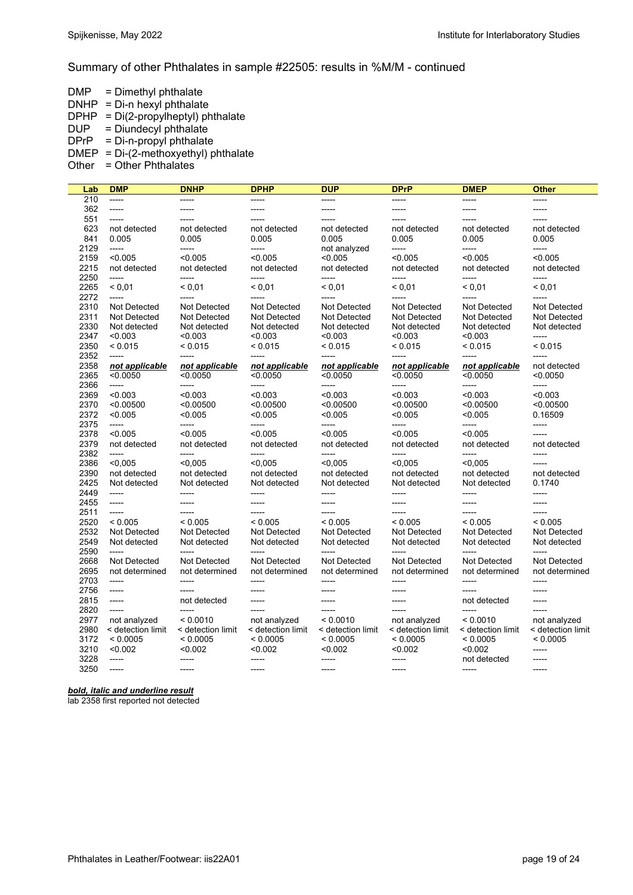Summary of other Phthalates in sample #22505: results in %M/M - continued

DMP = Dimethyl phthalate
DNHP = Di-n hexyl phthalate
DPHP = Di(2-propylheptyl) phthalate
DUP = Diundecyl phthalate
DPrP = Di-n-propyl phthalate
DMEP = Di-(2-methoxyethyl) phthalate
Other = Other Phthalates

| Lab | DMP | DNHP | DPHP | DUP | DPrP | DMEP | Other |
|---|---|---|---|---|---|---|---|
| 210 | ----- | ----- | ----- | ----- | ----- | ----- | ----- |
| 362 | ----- | ----- | ----- | ----- | ----- | ----- | ----- |
| 551 | ----- | ----- | ----- | ----- | ----- | ----- | ----- |
| 623 | not detected | not detected | not detected | not detected | not detected | not detected | not detected |
| 841 | 0.005 | 0.005 | 0.005 | 0.005 | 0.005 | 0.005 | 0.005 |
| 2129 | ----- | ----- | ----- | not analyzed | ----- | ----- | ----- |
| 2159 | <0.005 | <0.005 | <0.005 | <0.005 | <0.005 | <0.005 | <0.005 |
| 2215 | not detected | not detected | not detected | not detected | not detected | not detected | not detected |
| 2250 | ----- | ----- | ----- | ----- | ----- | ----- | ----- |
| 2265 | < 0,01 | < 0,01 | < 0,01 | < 0,01 | < 0,01 | < 0,01 | < 0,01 |
| 2272 | ----- | ----- | ----- | ----- | ----- | ----- | ----- |
| 2310 | Not Detected | Not Detected | Not Detected | Not Detected | Not Detected | Not Detected | Not Detected |
| 2311 | Not Detected | Not Detected | Not Detected | Not Detected | Not Detected | Not Detected | Not Detected |
| 2330 | Not detected | Not detected | Not detected | Not detected | Not detected | Not detected | Not detected |
| 2347 | <0.003 | <0.003 | <0.003 | <0.003 | <0.003 | <0.003 | ----- |
| 2350 | < 0.015 | < 0.015 | < 0.015 | < 0.015 | < 0.015 | < 0.015 | < 0.015 |
| 2352 | ----- | ----- | ----- | ----- | ----- | ----- | ----- |
| 2358 | ***not applicable*** | ***not applicable*** | ***not applicable*** | ***not applicable*** | ***not applicable*** | ***not applicable*** | not detected |
| 2365 | <0.0050 | <0.0050 | <0.0050 | <0.0050 | <0.0050 | <0.0050 | <0.0050 |
| 2366 | ----- | ----- | ----- | ----- | ----- | ----- | ----- |
| 2369 | <0.003 | <0.003 | <0.003 | <0.003 | <0.003 | <0.003 | <0.003 |
| 2370 | <0.00500 | <0.00500 | <0.00500 | <0.00500 | <0.00500 | <0.00500 | <0.00500 |
| 2372 | <0.005 | <0.005 | <0.005 | <0.005 | <0.005 | <0.005 | 0.16509 |
| 2375 | ----- | ----- | ----- | ----- | ----- | ----- | ----- |
| 2378 | <0.005 | <0.005 | <0.005 | <0.005 | <0.005 | <0.005 | ----- |
| 2379 | not detected | not detected | not detected | not detected | not detected | not detected | not detected |
| 2382 | ----- | ----- | ----- | ----- | ----- | ----- | ----- |
| 2386 | <0,005 | <0,005 | <0,005 | <0,005 | <0,005 | <0,005 | ----- |
| 2390 | not detected | not detected | not detected | not detected | not detected | not detected | not detected |
| 2425 | Not detected | Not detected | Not detected | Not detected | Not detected | Not detected | 0.1740 |
| 2449 | ----- | ----- | ----- | ----- | ----- | ----- | ----- |
| 2455 | ----- | ----- | ----- | ----- | ----- | ----- | ----- |
| 2511 | ----- | ----- | ----- | ----- | ----- | ----- | ----- |
| 2520 | < 0.005 | < 0.005 | < 0.005 | < 0.005 | < 0.005 | < 0.005 | < 0.005 |
| 2532 | Not Detected | Not Detected | Not Detected | Not Detected | Not Detected | Not Detected | Not Detected |
| 2549 | Not detected | Not detected | Not detected | Not detected | Not detected | Not detected | Not detected |
| 2590 | ----- | ----- | ----- | ----- | ----- | ----- | ----- |
| 2668 | Not Detected | Not Detected | Not Detected | Not Detected | Not Detected | Not Detected | Not Detected |
| 2695 | not determined | not determined | not determined | not determined | not determined | not determined | not determined |
| 2703 | ----- | ----- | ----- | ----- | ----- | ----- | ----- |
| 2756 | ----- | ----- | ----- | ----- | ----- | ----- | ----- |
| 2815 | ----- | not detected | ----- | ----- | ----- | not detected | ----- |
| 2820 | ----- | ----- | ----- | ----- | ----- | ----- | ----- |
| 2977 | not analyzed | < 0.0010 | not analyzed | < 0.0010 | not analyzed | < 0.0010 | not analyzed |
| 2980 | < detection limit | < detection limit | < detection limit | < detection limit | < detection limit | < detection limit | < detection limit |
| 3172 | < 0.0005 | < 0.0005 | < 0.0005 | < 0.0005 | < 0.0005 | < 0.0005 | < 0.0005 |
| 3210 | <0.002 | <0.002 | <0.002 | <0.002 | <0.002 | <0.002 | ----- |
| 3228 | ----- | ----- | ----- | ----- | ----- | not detected | ----- |
| 3250 | ----- | ----- | ----- | ----- | ----- | ----- | ----- |

***bold, italic and underline result***
lab 2358 first reported not detected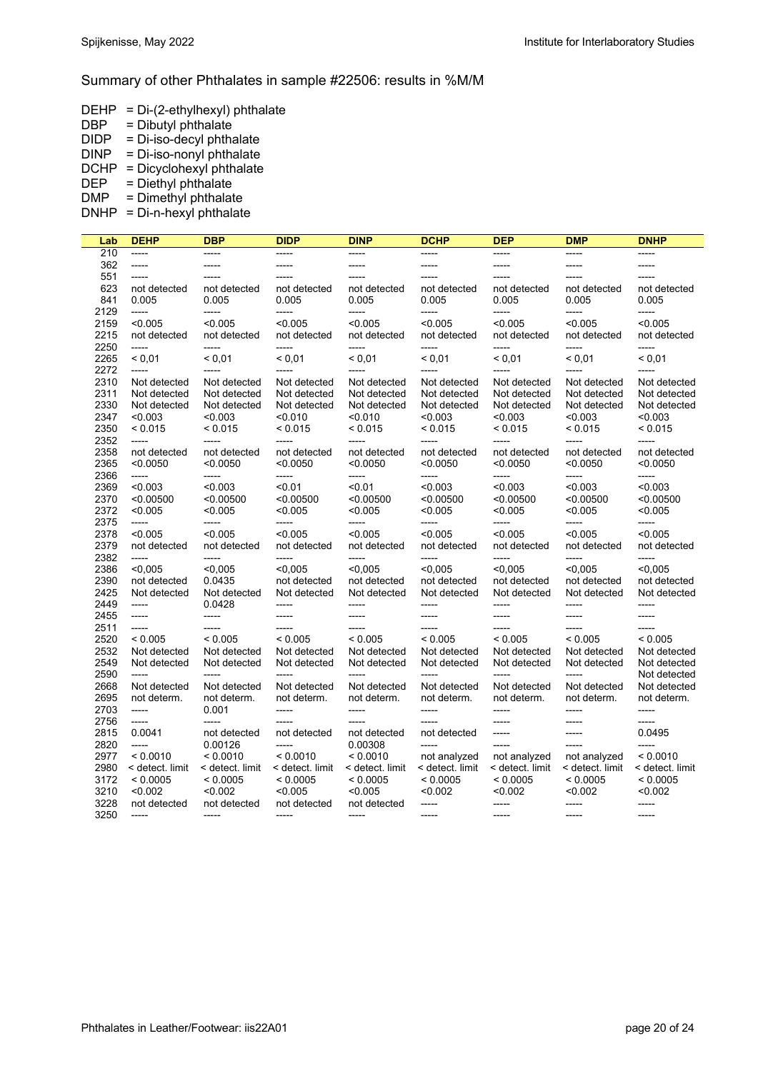## Summary of other Phthalates in sample #22506: results in %M/M

DEHP = Di-(2-ethylhexyl) phthalate
DBP = Dibutyl phthalate
DIDP = Di-iso-decyl phthalate
DINP = Di-iso-nonyl phthalate
DCHP = Dicyclohexyl phthalate
DEP = Diethyl phthalate
DMP = Dimethyl phthalate
DNHP = Di-n-hexyl phthalate

| Lab | DEHP | DBP | DIDP | DINP | DCHP | DEP | DMP | DNHP |
|---|---|---|---|---|---|---|---|---|
| 210 | ----- | ----- | ----- | ----- | ----- | ----- | ----- | ----- |
| 362 | ----- | ----- | ----- | ----- | ----- | ----- | ----- | ----- |
| 551 | ----- | ----- | ----- | ----- | ----- | ----- | ----- | ----- |
| 623 | not detected | not detected | not detected | not detected | not detected | not detected | not detected | not detected |
| 841 | 0.005 | 0.005 | 0.005 | 0.005 | 0.005 | 0.005 | 0.005 | 0.005 |
| 2129 | ----- | ----- | ----- | ----- | ----- | ----- | ----- | ----- |
| 2159 | <0.005 | <0.005 | <0.005 | <0.005 | <0.005 | <0.005 | <0.005 | <0.005 |
| 2215 | not detected | not detected | not detected | not detected | not detected | not detected | not detected | not detected |
| 2250 | ----- | ----- | ----- | ----- | ----- | ----- | ----- | ----- |
| 2265 | < 0,01 | < 0,01 | < 0,01 | < 0,01 | < 0,01 | < 0,01 | < 0,01 | < 0,01 |
| 2272 | ----- | ----- | ----- | ----- | ----- | ----- | ----- | ----- |
| 2310 | Not detected | Not detected | Not detected | Not detected | Not detected | Not detected | Not detected | Not detected |
| 2311 | Not detected | Not detected | Not detected | Not detected | Not detected | Not detected | Not detected | Not detected |
| 2330 | Not detected | Not detected | Not detected | Not detected | Not detected | Not detected | Not detected | Not detected |
| 2347 | <0.003 | <0.003 | <0.010 | <0.010 | <0.003 | <0.003 | <0.003 | <0.003 |
| 2350 | < 0.015 | < 0.015 | < 0.015 | < 0.015 | < 0.015 | < 0.015 | < 0.015 | < 0.015 |
| 2352 | ----- | ----- | ----- | ----- | ----- | ----- | ----- | ----- |
| 2358 | not detected | not detected | not detected | not detected | not detected | not detected | not detected | not detected |
| 2365 | <0.0050 | <0.0050 | <0.0050 | <0.0050 | <0.0050 | <0.0050 | <0.0050 | <0.0050 |
| 2366 | ----- | ----- | ----- | ----- | ----- | ----- | ----- | ----- |
| 2369 | <0.003 | <0.003 | <0.01 | <0.01 | <0.003 | <0.003 | <0.003 | <0.003 |
| 2370 | <0.00500 | <0.00500 | <0.00500 | <0.00500 | <0.00500 | <0.00500 | <0.00500 | <0.00500 |
| 2372 | <0.005 | <0.005 | <0.005 | <0.005 | <0.005 | <0.005 | <0.005 | <0.005 |
| 2375 | ----- | ----- | ----- | ----- | ----- | ----- | ----- | ----- |
| 2378 | <0.005 | <0.005 | <0.005 | <0.005 | <0.005 | <0.005 | <0.005 | <0.005 |
| 2379 | not detected | not detected | not detected | not detected | not detected | not detected | not detected | not detected |
| 2382 | ----- | ----- | ----- | ----- | ----- | ----- | ----- | ----- |
| 2386 | <0,005 | <0,005 | <0,005 | <0,005 | <0,005 | <0,005 | <0,005 | <0,005 |
| 2390 | not detected | 0.0435 | not detected | not detected | not detected | not detected | not detected | not detected |
| 2425 | Not detected | Not detected | Not detected | Not detected | Not detected | Not detected | Not detected | Not detected |
| 2449 | ----- | 0.0428 | ----- | ----- | ----- | ----- | ----- | ----- |
| 2455 | ----- | ----- | ----- | ----- | ----- | ----- | ----- | ----- |
| 2511 | ----- | ----- | ----- | ----- | ----- | ----- | ----- | ----- |
| 2520 | < 0.005 | < 0.005 | < 0.005 | < 0.005 | < 0.005 | < 0.005 | < 0.005 | < 0.005 |
| 2532 | Not detected | Not detected | Not detected | Not detected | Not detected | Not detected | Not detected | Not detected |
| 2549 | Not detected | Not detected | Not detected | Not detected | Not detected | Not detected | Not detected | Not detected |
| 2590 | ----- | ----- | ----- | ----- | ----- | ----- | ----- | Not detected |
| 2668 | Not detected | Not detected | Not detected | Not detected | Not detected | Not detected | Not detected | Not detected |
| 2695 | not determ. | not determ. | not determ. | not determ. | not determ. | not determ. | not determ. | not determ. |
| 2703 | ----- | 0.001 | ----- | ----- | ----- | ----- | ----- | ----- |
| 2756 | ----- | ----- | ----- | ----- | ----- | ----- | ----- | ----- |
| 2815 | 0.0041 | not detected | not detected | not detected | not detected | ----- | ----- | 0.0495 |
| 2820 | ----- | 0.00126 | ----- | 0.00308 | ----- | ----- | ----- | ----- |
| 2977 | < 0.0010 | < 0.0010 | < 0.0010 | < 0.0010 | not analyzed | not analyzed | not analyzed | < 0.0010 |
| 2980 | < detect. limit | < detect. limit | < detect. limit | < detect. limit | < detect. limit | < detect. limit | < detect. limit | < detect. limit |
| 3172 | < 0.0005 | < 0.0005 | < 0.0005 | < 0.0005 | < 0.0005 | < 0.0005 | < 0.0005 | < 0.0005 |
| 3210 | <0.002 | <0.002 | <0.005 | <0.005 | <0.002 | <0.002 | <0.002 | <0.002 |
| 3228 | not detected | not detected | not detected | not detected | ----- | ----- | ----- | ----- |
| 3250 | ----- | ----- | ----- | ----- | ----- | ----- | ----- | ----- |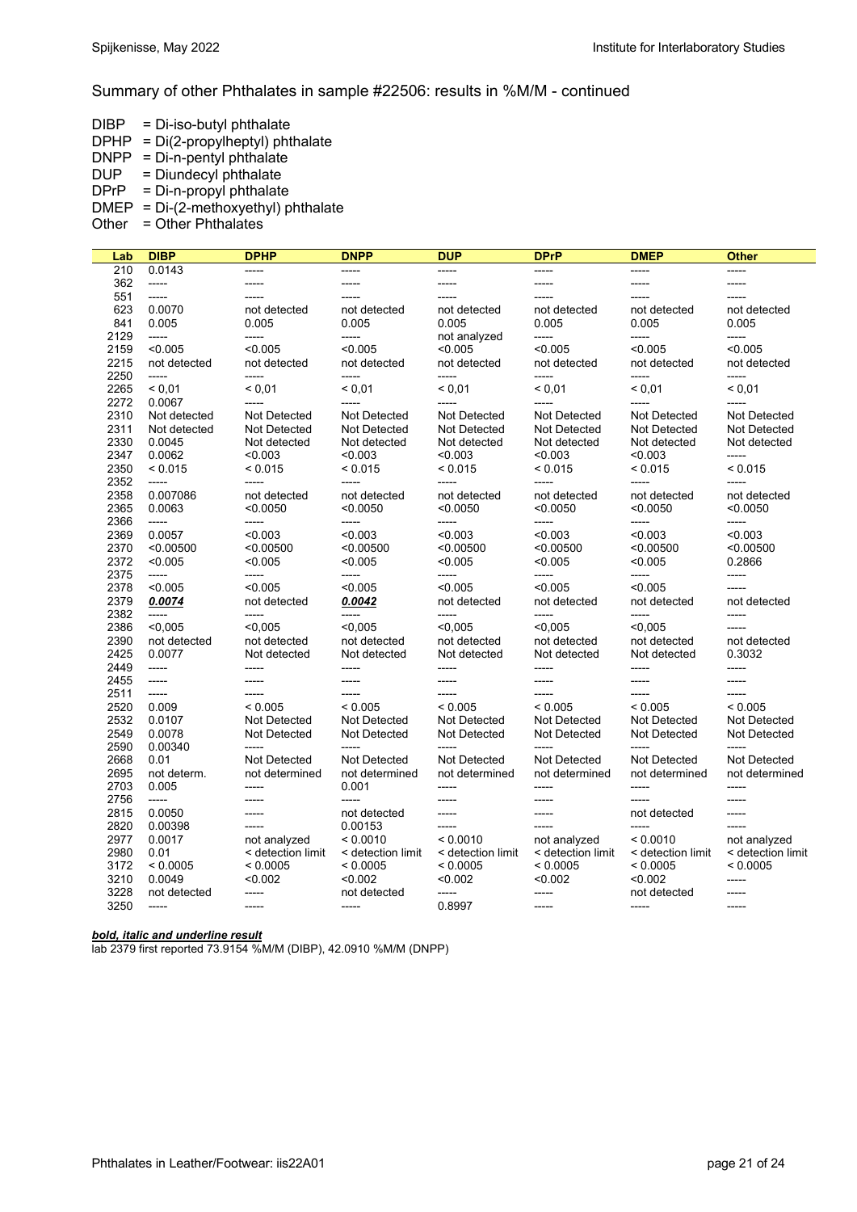Summary of other Phthalates in sample #22506: results in %M/M - continued

DIBP = Di-iso-butyl phthalate
DPHP = Di(2-propylheptyl) phthalate
DNPP = Di-n-pentyl phthalate
DUP = Diundecyl phthalate
DPrP = Di-n-propyl phthalate
DMEP = Di-(2-methoxyethyl) phthalate
Other = Other Phthalates

| Lab | DIBP | DPHP | DNPP | DUP | DPrP | DMEP | Other |
|---|---|---|---|---|---|---|---|
| 210 | 0.0143 | ----- | ----- | ----- | ----- | ----- | ----- |
| 362 | ----- | ----- | ----- | ----- | ----- | ----- | ----- |
| 551 | ----- | ----- | ----- | ----- | ----- | ----- | ----- |
| 623 | 0.0070 | not detected | not detected | not detected | not detected | not detected | not detected |
| 841 | 0.005 | 0.005 | 0.005 | 0.005 | 0.005 | 0.005 | 0.005 |
| 2129 | ----- | ----- | ----- | not analyzed | ----- | ----- | ----- |
| 2159 | <0.005 | <0.005 | <0.005 | <0.005 | <0.005 | <0.005 | <0.005 |
| 2215 | not detected | not detected | not detected | not detected | not detected | not detected | not detected |
| 2250 | ----- | ----- | ----- | ----- | ----- | ----- | ----- |
| 2265 | < 0,01 | < 0,01 | < 0,01 | < 0,01 | < 0,01 | < 0,01 | < 0,01 |
| 2272 | 0.0067 | ----- | ----- | ----- | ----- | ----- | ----- |
| 2310 | Not detected | Not Detected | Not Detected | Not Detected | Not Detected | Not Detected | Not Detected |
| 2311 | Not detected | Not Detected | Not Detected | Not Detected | Not Detected | Not Detected | Not Detected |
| 2330 | 0.0045 | Not detected | Not detected | Not detected | Not detected | Not detected | Not detected |
| 2347 | 0.0062 | <0.003 | <0.003 | <0.003 | <0.003 | <0.003 | ----- |
| 2350 | < 0.015 | < 0.015 | < 0.015 | < 0.015 | < 0.015 | < 0.015 | < 0.015 |
| 2352 | ----- | ----- | ----- | ----- | ----- | ----- | ----- |
| 2358 | 0.007086 | not detected | not detected | not detected | not detected | not detected | not detected |
| 2365 | 0.0063 | <0.0050 | <0.0050 | <0.0050 | <0.0050 | <0.0050 | <0.0050 |
| 2366 | ----- | ----- | ----- | ----- | ----- | ----- | ----- |
| 2369 | 0.0057 | <0.003 | <0.003 | <0.003 | <0.003 | <0.003 | <0.003 |
| 2370 | <0.00500 | <0.00500 | <0.00500 | <0.00500 | <0.00500 | <0.00500 | <0.00500 |
| 2372 | <0.005 | <0.005 | <0.005 | <0.005 | <0.005 | <0.005 | 0.2866 |
| 2375 | ----- | ----- | ----- | ----- | ----- | ----- | ----- |
| 2378 | <0.005 | <0.005 | <0.005 | <0.005 | <0.005 | <0.005 | ----- |
| 2379 | ***<u>0.0074</u>*** | not detected | ***<u>0.0042</u>*** | not detected | not detected | not detected | not detected |
| 2382 | ----- | ----- | ----- | ----- | ----- | ----- | ----- |
| 2386 | <0,005 | <0,005 | <0,005 | <0,005 | <0,005 | <0,005 | ----- |
| 2390 | not detected | not detected | not detected | not detected | not detected | not detected | not detected |
| 2425 | 0.0077 | Not detected | Not detected | Not detected | Not detected | Not detected | 0.3032 |
| 2449 | ----- | ----- | ----- | ----- | ----- | ----- | ----- |
| 2455 | ----- | ----- | ----- | ----- | ----- | ----- | ----- |
| 2511 | ----- | ----- | ----- | ----- | ----- | ----- | ----- |
| 2520 | 0.009 | < 0.005 | < 0.005 | < 0.005 | < 0.005 | < 0.005 | < 0.005 |
| 2532 | 0.0107 | Not Detected | Not Detected | Not Detected | Not Detected | Not Detected | Not Detected |
| 2549 | 0.0078 | Not Detected | Not Detected | Not Detected | Not Detected | Not Detected | Not Detected |
| 2590 | 0.00340 | ----- | ----- | ----- | ----- | ----- | ----- |
| 2668 | 0.01 | Not Detected | Not Detected | Not Detected | Not Detected | Not Detected | Not Detected |
| 2695 | not determ. | not determined | not determined | not determined | not determined | not determined | not determined |
| 2703 | 0.005 | ----- | 0.001 | ----- | ----- | ----- | ----- |
| 2756 | ----- | ----- | ----- | ----- | ----- | ----- | ----- |
| 2815 | 0.0050 | ----- | not detected | ----- | ----- | not detected | ----- |
| 2820 | 0.00398 | ----- | 0.00153 | ----- | ----- | ----- | ----- |
| 2977 | 0.0017 | not analyzed | < 0.0010 | < 0.0010 | not analyzed | < 0.0010 | not analyzed |
| 2980 | 0.01 | < detection limit | < detection limit | < detection limit | < detection limit | < detection limit | < detection limit |
| 3172 | < 0.0005 | < 0.0005 | < 0.0005 | < 0.0005 | < 0.0005 | < 0.0005 | < 0.0005 |
| 3210 | 0.0049 | <0.002 | <0.002 | <0.002 | <0.002 | <0.002 | ----- |
| 3228 | not detected | ----- | not detected | ----- | ----- | not detected | ----- |
| 3250 | ----- | ----- | ----- | 0.8997 | ----- | ----- | ----- |

***<u>bold, italic and underline result</u>***
lab 2379 first reported 73.9154 %M/M (DIBP), 42.0910 %M/M (DNPP)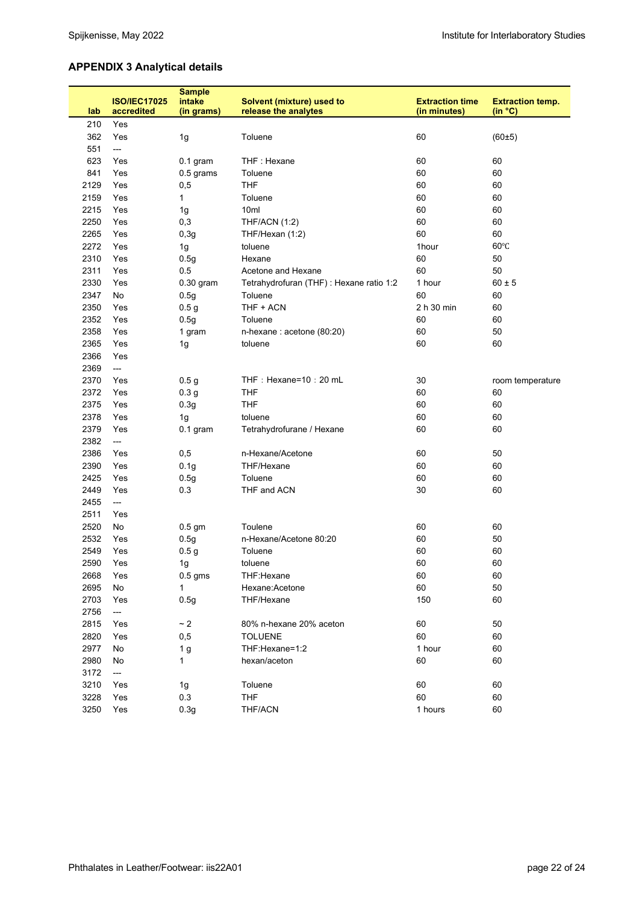## APPENDIX 3 Analytical details

| lab | ISO/IEC17025 accredited | Sample intake (in grams) | Solvent (mixture) used to release the analytes | Extraction time (in minutes) | Extraction temp. (in °C) |
|---|---|---|---|---|---|
| 210 | Yes | | | | |
| 362 | Yes | 1g | Toluene | 60 | (60±5) |
| 551 | --- | | | | |
| 623 | Yes | 0.1 gram | THF : Hexane | 60 | 60 |
| 841 | Yes | 0.5 grams | Toluene | 60 | 60 |
| 2129 | Yes | 0,5 | THF | 60 | 60 |
| 2159 | Yes | 1 | Toluene | 60 | 60 |
| 2215 | Yes | 1g | 10ml | 60 | 60 |
| 2250 | Yes | 0,3 | THF/ACN (1:2) | 60 | 60 |
| 2265 | Yes | 0,3g | THF/Hexan (1:2) | 60 | 60 |
| 2272 | Yes | 1g | toluene | 1hour | 60℃ |
| 2310 | Yes | 0.5g | Hexane | 60 | 50 |
| 2311 | Yes | 0.5 | Acetone and Hexane | 60 | 50 |
| 2330 | Yes | 0.30 gram | Tetrahydrofuran (THF) : Hexane ratio 1:2 | 1 hour | 60 ± 5 |
| 2347 | No | 0.5g | Toluene | 60 | 60 |
| 2350 | Yes | 0.5 g | THF + ACN | 2 h 30 min | 60 |
| 2352 | Yes | 0.5g | Toluene | 60 | 60 |
| 2358 | Yes | 1 gram | n-hexane : acetone (80:20) | 60 | 50 |
| 2365 | Yes | 1g | toluene | 60 | 60 |
| 2366 | Yes | | | | |
| 2369 | --- | | | | |
| 2370 | Yes | 0.5 g | THF：Hexane=10：20 mL | 30 | room temperature |
| 2372 | Yes | 0.3 g | THF | 60 | 60 |
| 2375 | Yes | 0.3g | THF | 60 | 60 |
| 2378 | Yes | 1g | toluene | 60 | 60 |
| 2379 | Yes | 0.1 gram | Tetrahydrofurane / Hexane | 60 | 60 |
| 2382 | --- | | | | |
| 2386 | Yes | 0,5 | n-Hexane/Acetone | 60 | 50 |
| 2390 | Yes | 0.1g | THF/Hexane | 60 | 60 |
| 2425 | Yes | 0.5g | Toluene | 60 | 60 |
| 2449 | Yes | 0.3 | THF and ACN | 30 | 60 |
| 2455 | --- | | | | |
| 2511 | Yes | | | | |
| 2520 | No | 0.5 gm | Toulene | 60 | 60 |
| 2532 | Yes | 0.5g | n-Hexane/Acetone 80:20 | 60 | 50 |
| 2549 | Yes | 0.5 g | Toluene | 60 | 60 |
| 2590 | Yes | 1g | toluene | 60 | 60 |
| 2668 | Yes | 0.5 gms | THF:Hexane | 60 | 60 |
| 2695 | No | 1 | Hexane:Acetone | 60 | 50 |
| 2703 | Yes | 0.5g | THF/Hexane | 150 | 60 |
| 2756 | --- | | | | |
| 2815 | Yes | ~ 2 | 80% n-hexane 20% aceton | 60 | 50 |
| 2820 | Yes | 0,5 | TOLUENE | 60 | 60 |
| 2977 | No | 1 g | THF:Hexane=1:2 | 1 hour | 60 |
| 2980 | No | 1 | hexan/aceton | 60 | 60 |
| 3172 | --- | | | | |
| 3210 | Yes | 1g | Toluene | 60 | 60 |
| 3228 | Yes | 0.3 | THF | 60 | 60 |
| 3250 | Yes | 0.3g | THF/ACN | 1 hours | 60 |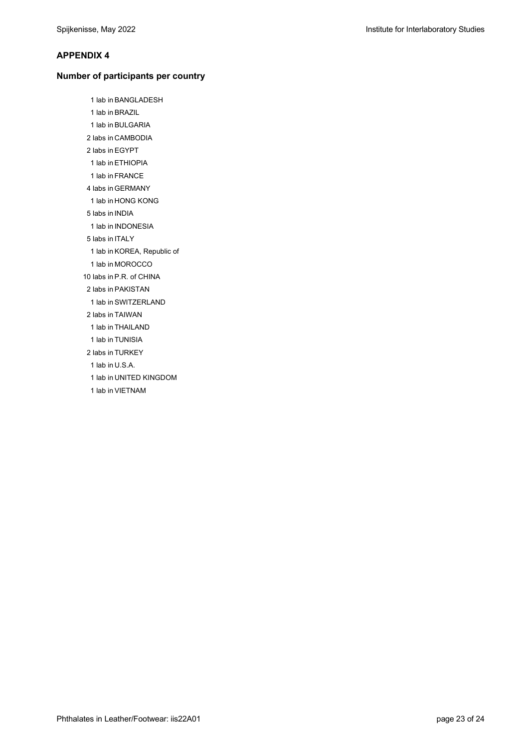## APPENDIX 4

### Number of participants per country

1 lab in BANGLADESH  
1 lab in BRAZIL  
1 lab in BULGARIA  
2 labs in CAMBODIA  
2 labs in EGYPT  
1 lab in ETHIOPIA  
1 lab in FRANCE  
4 labs in GERMANY  
1 lab in HONG KONG  
5 labs in INDIA  
1 lab in INDONESIA  
5 labs in ITALY  
1 lab in KOREA, Republic of  
1 lab in MOROCCO  
10 labs in P.R. of CHINA  
2 labs in PAKISTAN  
1 lab in SWITZERLAND  
2 labs in TAIWAN  
1 lab in THAILAND  
1 lab in TUNISIA  
2 labs in TURKEY  
1 lab in U.S.A.  
1 lab in UNITED KINGDOM  
1 lab in VIETNAM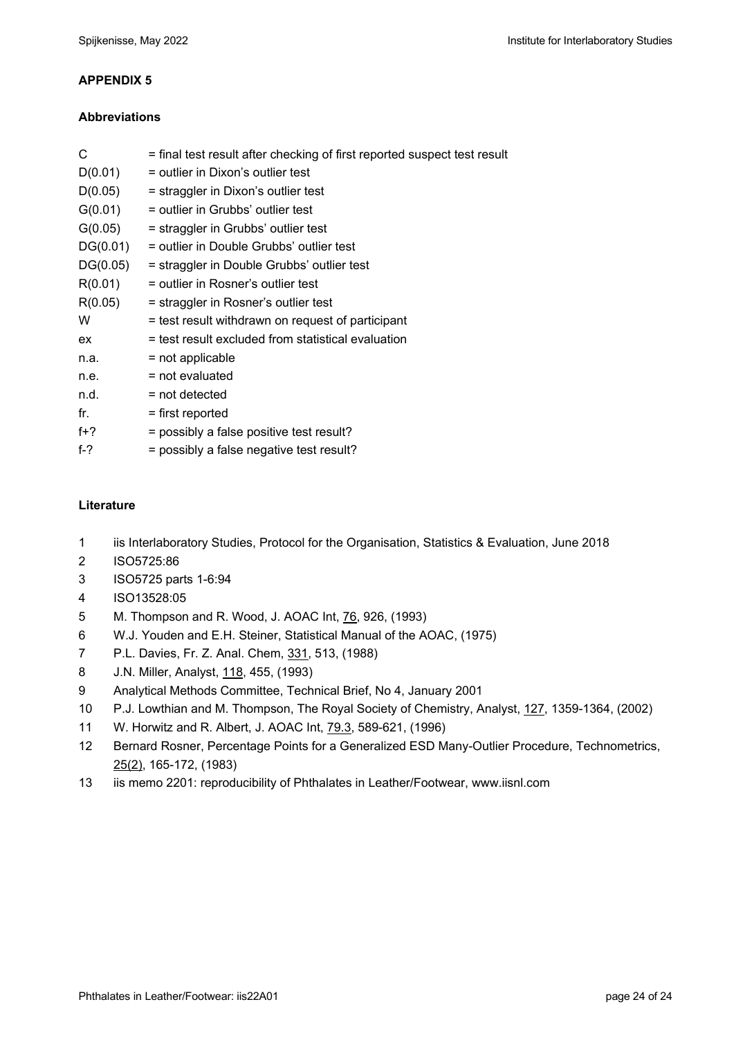**APPENDIX 5**

**Abbreviations**

| | |
|---|---|
| C | = final test result after checking of first reported suspect test result |
| D(0.01) | = outlier in Dixon's outlier test |
| D(0.05) | = straggler in Dixon's outlier test |
| G(0.01) | = outlier in Grubbs' outlier test |
| G(0.05) | = straggler in Grubbs' outlier test |
| DG(0.01) | = outlier in Double Grubbs' outlier test |
| DG(0.05) | = straggler in Double Grubbs' outlier test |
| R(0.01) | = outlier in Rosner's outlier test |
| R(0.05) | = straggler in Rosner's outlier test |
| W | = test result withdrawn on request of participant |
| ex | = test result excluded from statistical evaluation |
| n.a. | = not applicable |
| n.e. | = not evaluated |
| n.d. | = not detected |
| fr. | = first reported |
| f+? | = possibly a false positive test result? |
| f-? | = possibly a false negative test result? |

**Literature**

1. iis Interlaboratory Studies, Protocol for the Organisation, Statistics & Evaluation, June 2018
2. ISO5725:86
3. ISO5725 parts 1-6:94
4. ISO13528:05
5. M. Thompson and R. Wood, J. AOAC Int, 76, 926, (1993)
6. W.J. Youden and E.H. Steiner, Statistical Manual of the AOAC, (1975)
7. P.L. Davies, Fr. Z. Anal. Chem, 331, 513, (1988)
8. J.N. Miller, Analyst, 118, 455, (1993)
9. Analytical Methods Committee, Technical Brief, No 4, January 2001
10. P.J. Lowthian and M. Thompson, The Royal Society of Chemistry, Analyst, 127, 1359-1364, (2002)
11. W. Horwitz and R. Albert, J. AOAC Int, 79.3, 589-621, (1996)
12. Bernard Rosner, Percentage Points for a Generalized ESD Many-Outlier Procedure, Technometrics, 25(2), 165-172, (1983)
13. iis memo 2201: reproducibility of Phthalates in Leather/Footwear, www.iisnl.com